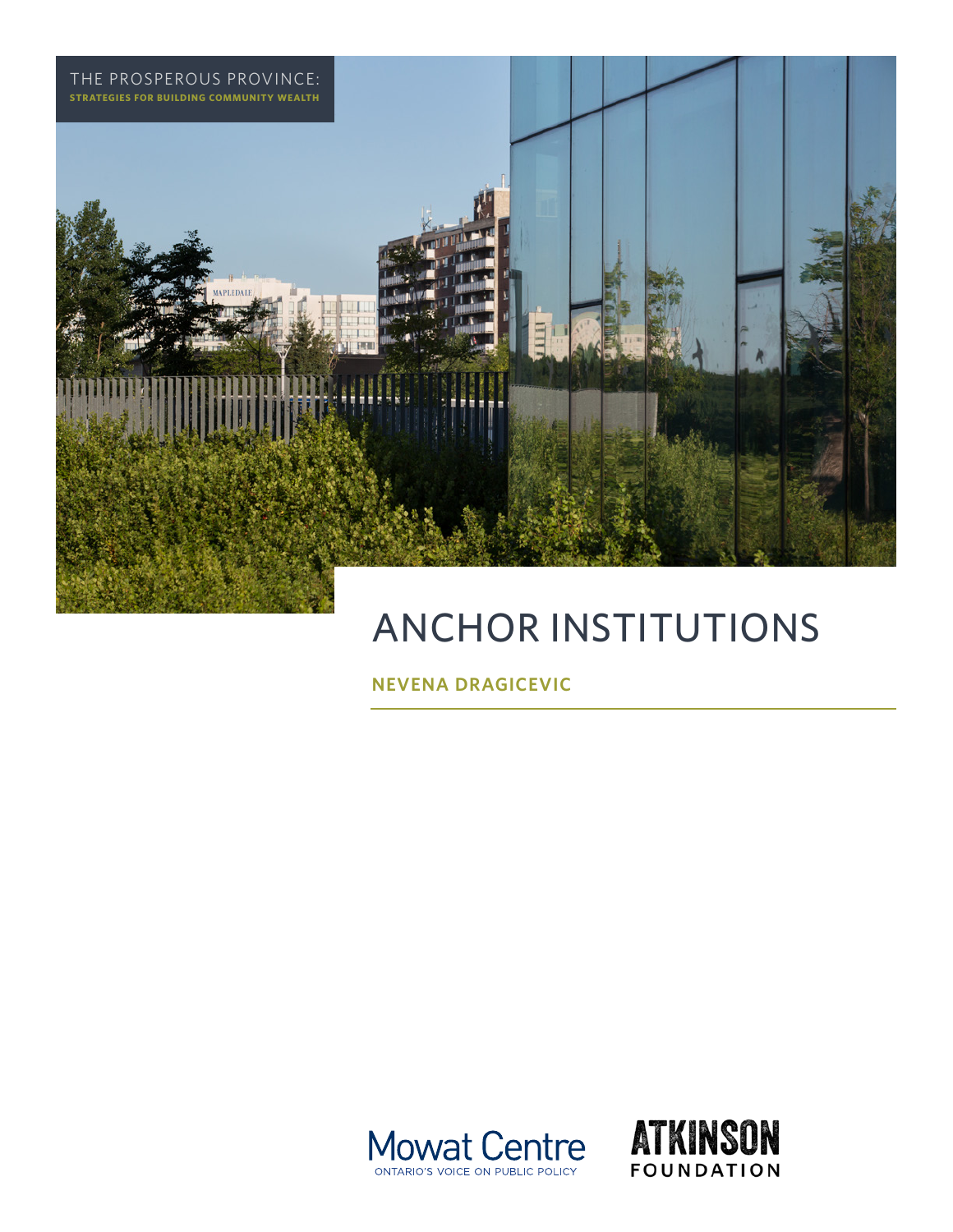THE PROSPEROUS PROVINCE:
**STRATEGIES FOR BUILDING COMMUNITY WEALTH**

# ANCHOR INSTITUTIONS

**NEVENA DRAGICEVIC**

Mowat Centre
ONTARIO'S VOICE ON PUBLIC POLICY

ATKINSON FOUNDATION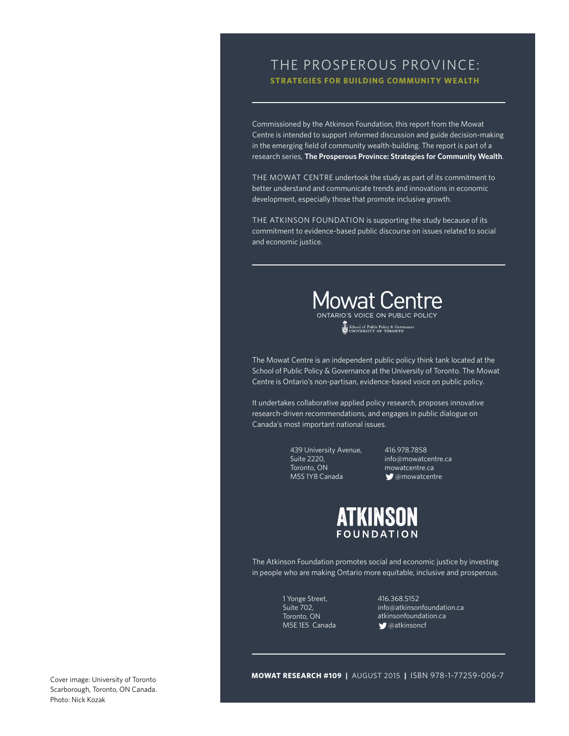# THE PROSPEROUS PROVINCE:

**STRATEGIES FOR BUILDING COMMUNITY WEALTH**

Commissioned by the Atkinson Foundation, this report from the Mowat Centre is intended to support informed discussion and guide decision-making in the emerging field of community wealth-building. The report is part of a research series, **The Prosperous Province: Strategies for Community Wealth**.

THE MOWAT CENTRE undertook the study as part of its commitment to better understand and communicate trends and innovations in economic development, especially those that promote inclusive growth.

THE ATKINSON FOUNDATION is supporting the study because of its commitment to evidence-based public discourse on issues related to social and economic justice.

Mowat Centre
ONTARIO'S VOICE ON PUBLIC POLICY
School of Public Policy & Governance
UNIVERSITY OF TORONTO

The Mowat Centre is an independent public policy think tank located at the School of Public Policy & Governance at the University of Toronto. The Mowat Centre is Ontario's non-partisan, evidence-based voice on public policy.

It undertakes collaborative applied policy research, proposes innovative research-driven recommendations, and engages in public dialogue on Canada's most important national issues.

439 University Avenue,
Suite 2220,
Toronto, ON
M5S 1Y8 Canada

416.978.7858
info@mowatcentre.ca
mowatcentre.ca
@mowatcentre

ATKINSON
FOUNDATION

The Atkinson Foundation promotes social and economic justice by investing in people who are making Ontario more equitable, inclusive and prosperous.

1 Yonge Street,
Suite 702,
Toronto, ON
M5E 1E5 Canada

416.368.5152
info@atkinsonfoundation.ca
atkinsonfoundation.ca
@atkinsoncf

**MOWAT RESEARCH #109** | AUGUST 2015 | ISBN 978-1-77259-006-7

Cover image: University of Toronto Scarborough, Toronto, ON Canada.
Photo: Nick Kozak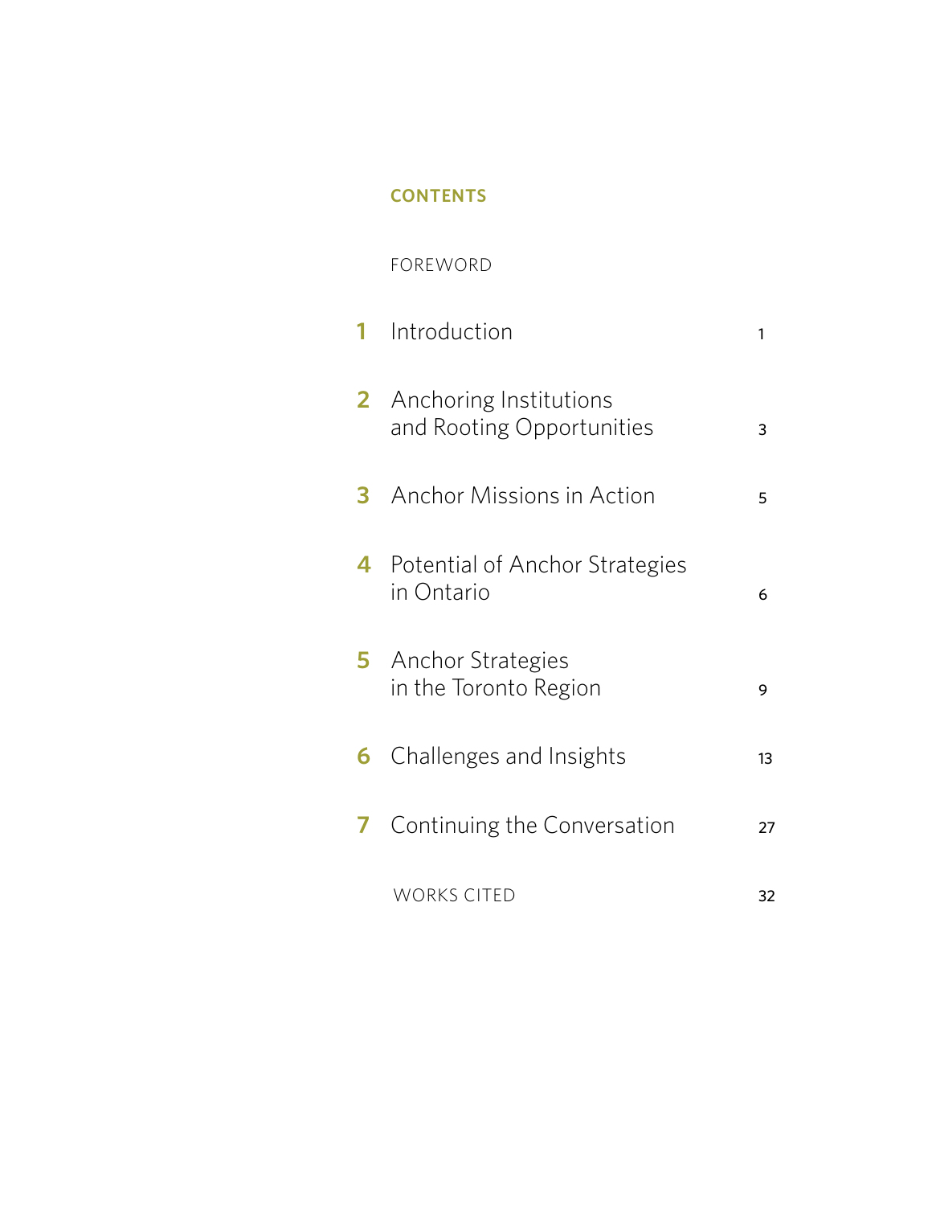## CONTENTS

FOREWORD

| | | |
|---|---|---|
| 1 | Introduction | 1 |
| 2 | Anchoring Institutions and Rooting Opportunities | 3 |
| 3 | Anchor Missions in Action | 5 |
| 4 | Potential of Anchor Strategies in Ontario | 6 |
| 5 | Anchor Strategies in the Toronto Region | 9 |
| 6 | Challenges and Insights | 13 |
| 7 | Continuing the Conversation | 27 |
| | WORKS CITED | 32 |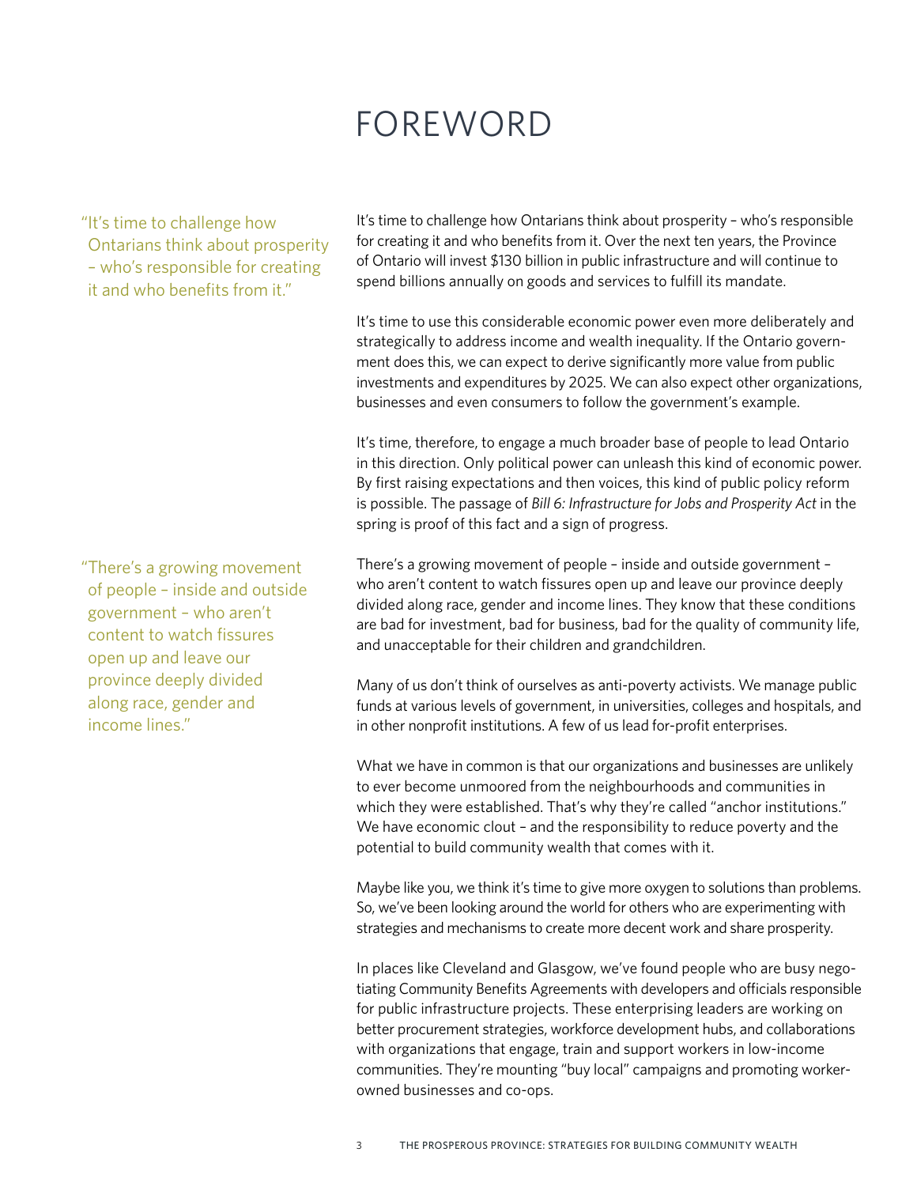# FOREWORD

> "It's time to challenge how Ontarians think about prosperity – who's responsible for creating it and who benefits from it."

It's time to challenge how Ontarians think about prosperity – who's responsible for creating it and who benefits from it. Over the next ten years, the Province of Ontario will invest $130 billion in public infrastructure and will continue to spend billions annually on goods and services to fulfill its mandate.

It's time to use this considerable economic power even more deliberately and strategically to address income and wealth inequality. If the Ontario government does this, we can expect to derive significantly more value from public investments and expenditures by 2025. We can also expect other organizations, businesses and even consumers to follow the government's example.

It's time, therefore, to engage a much broader base of people to lead Ontario in this direction. Only political power can unleash this kind of economic power. By first raising expectations and then voices, this kind of public policy reform is possible. The passage of *Bill 6: Infrastructure for Jobs and Prosperity Act* in the spring is proof of this fact and a sign of progress.

> "There's a growing movement of people – inside and outside government – who aren't content to watch fissures open up and leave our province deeply divided along race, gender and income lines."

There's a growing movement of people – inside and outside government – who aren't content to watch fissures open up and leave our province deeply divided along race, gender and income lines. They know that these conditions are bad for investment, bad for business, bad for the quality of community life, and unacceptable for their children and grandchildren.

Many of us don't think of ourselves as anti-poverty activists. We manage public funds at various levels of government, in universities, colleges and hospitals, and in other nonprofit institutions. A few of us lead for-profit enterprises.

What we have in common is that our organizations and businesses are unlikely to ever become unmoored from the neighbourhoods and communities in which they were established. That's why they're called "anchor institutions." We have economic clout – and the responsibility to reduce poverty and the potential to build community wealth that comes with it.

Maybe like you, we think it's time to give more oxygen to solutions than problems. So, we've been looking around the world for others who are experimenting with strategies and mechanisms to create more decent work and share prosperity.

In places like Cleveland and Glasgow, we've found people who are busy negotiating Community Benefits Agreements with developers and officials responsible for public infrastructure projects. These enterprising leaders are working on better procurement strategies, workforce development hubs, and collaborations with organizations that engage, train and support workers in low-income communities. They're mounting "buy local" campaigns and promoting worker-owned businesses and co-ops.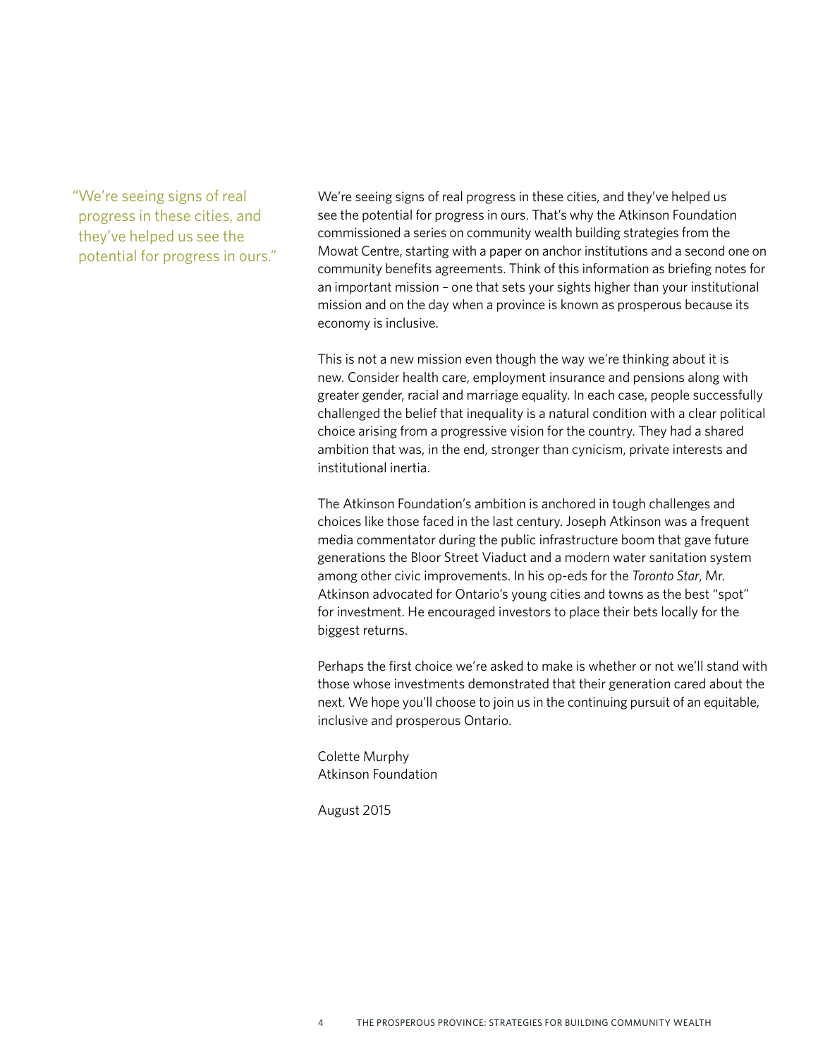> "We're seeing signs of real progress in these cities, and they've helped us see the potential for progress in ours."

We're seeing signs of real progress in these cities, and they've helped us see the potential for progress in ours. That's why the Atkinson Foundation commissioned a series on community wealth building strategies from the Mowat Centre, starting with a paper on anchor institutions and a second one on community benefits agreements. Think of this information as briefing notes for an important mission – one that sets your sights higher than your institutional mission and on the day when a province is known as prosperous because its economy is inclusive.

This is not a new mission even though the way we're thinking about it is new. Consider health care, employment insurance and pensions along with greater gender, racial and marriage equality. In each case, people successfully challenged the belief that inequality is a natural condition with a clear political choice arising from a progressive vision for the country. They had a shared ambition that was, in the end, stronger than cynicism, private interests and institutional inertia.

The Atkinson Foundation's ambition is anchored in tough challenges and choices like those faced in the last century. Joseph Atkinson was a frequent media commentator during the public infrastructure boom that gave future generations the Bloor Street Viaduct and a modern water sanitation system among other civic improvements. In his op-eds for the *Toronto Star*, Mr. Atkinson advocated for Ontario's young cities and towns as the best "spot" for investment. He encouraged investors to place their bets locally for the biggest returns.

Perhaps the first choice we're asked to make is whether or not we'll stand with those whose investments demonstrated that their generation cared about the next. We hope you'll choose to join us in the continuing pursuit of an equitable, inclusive and prosperous Ontario.

Colette Murphy
Atkinson Foundation

August 2015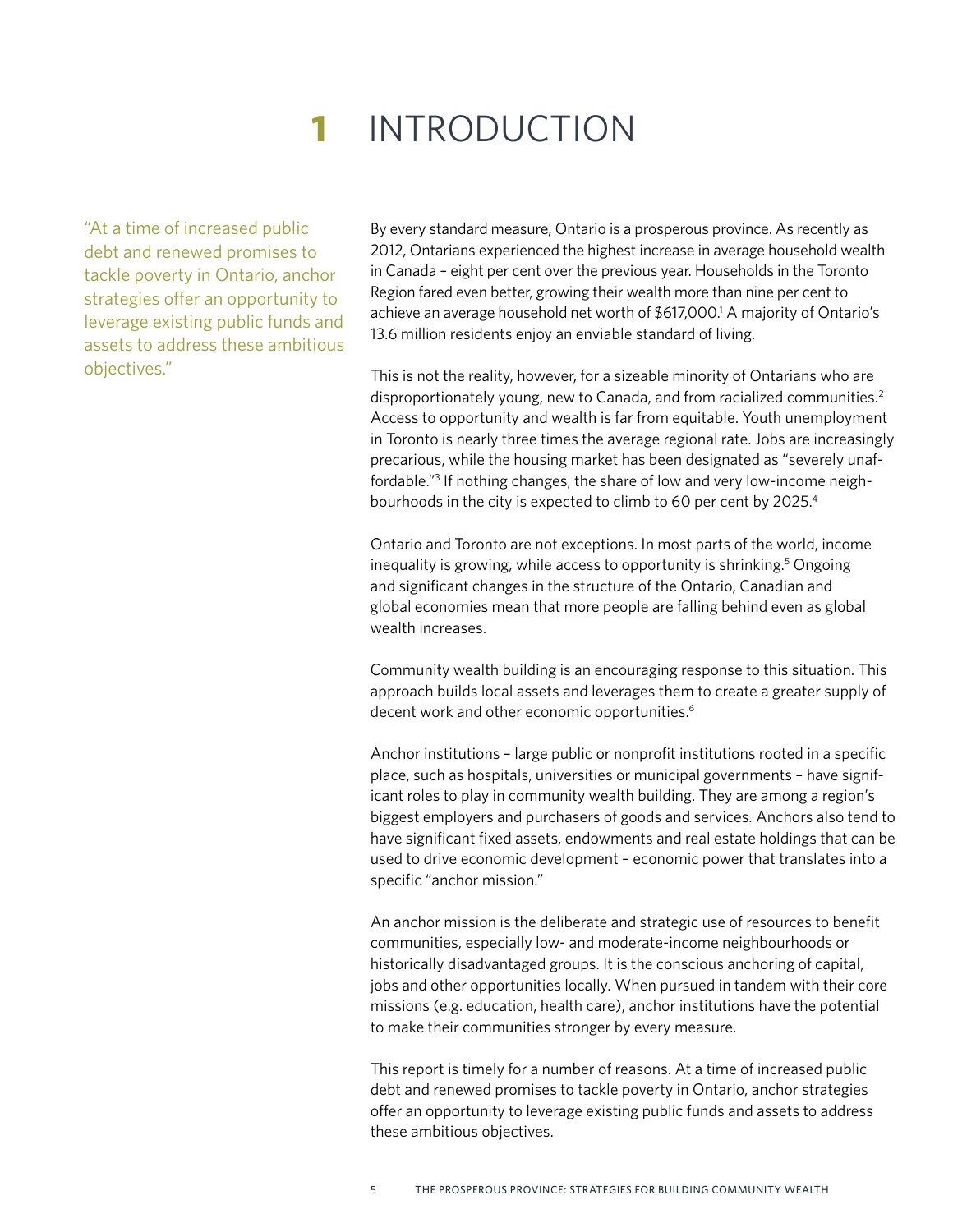# 1 INTRODUCTION

"At a time of increased public debt and renewed promises to tackle poverty in Ontario, anchor strategies offer an opportunity to leverage existing public funds and assets to address these ambitious objectives."

By every standard measure, Ontario is a prosperous province. As recently as 2012, Ontarians experienced the highest increase in average household wealth in Canada – eight per cent over the previous year. Households in the Toronto Region fared even better, growing their wealth more than nine per cent to achieve an average household net worth of $617,000.[1] A majority of Ontario's 13.6 million residents enjoy an enviable standard of living.

This is not the reality, however, for a sizeable minority of Ontarians who are disproportionately young, new to Canada, and from racialized communities.[2] Access to opportunity and wealth is far from equitable. Youth unemployment in Toronto is nearly three times the average regional rate. Jobs are increasingly precarious, while the housing market has been designated as "severely unaffordable."[3] If nothing changes, the share of low and very low-income neighbourhoods in the city is expected to climb to 60 per cent by 2025.[4]

Ontario and Toronto are not exceptions. In most parts of the world, income inequality is growing, while access to opportunity is shrinking.[5] Ongoing and significant changes in the structure of the Ontario, Canadian and global economies mean that more people are falling behind even as global wealth increases.

Community wealth building is an encouraging response to this situation. This approach builds local assets and leverages them to create a greater supply of decent work and other economic opportunities.[6]

Anchor institutions – large public or nonprofit institutions rooted in a specific place, such as hospitals, universities or municipal governments – have significant roles to play in community wealth building. They are among a region's biggest employers and purchasers of goods and services. Anchors also tend to have significant fixed assets, endowments and real estate holdings that can be used to drive economic development – economic power that translates into a specific "anchor mission."

An anchor mission is the deliberate and strategic use of resources to benefit communities, especially low- and moderate-income neighbourhoods or historically disadvantaged groups. It is the conscious anchoring of capital, jobs and other opportunities locally. When pursued in tandem with their core missions (e.g. education, health care), anchor institutions have the potential to make their communities stronger by every measure.

This report is timely for a number of reasons. At a time of increased public debt and renewed promises to tackle poverty in Ontario, anchor strategies offer an opportunity to leverage existing public funds and assets to address these ambitious objectives.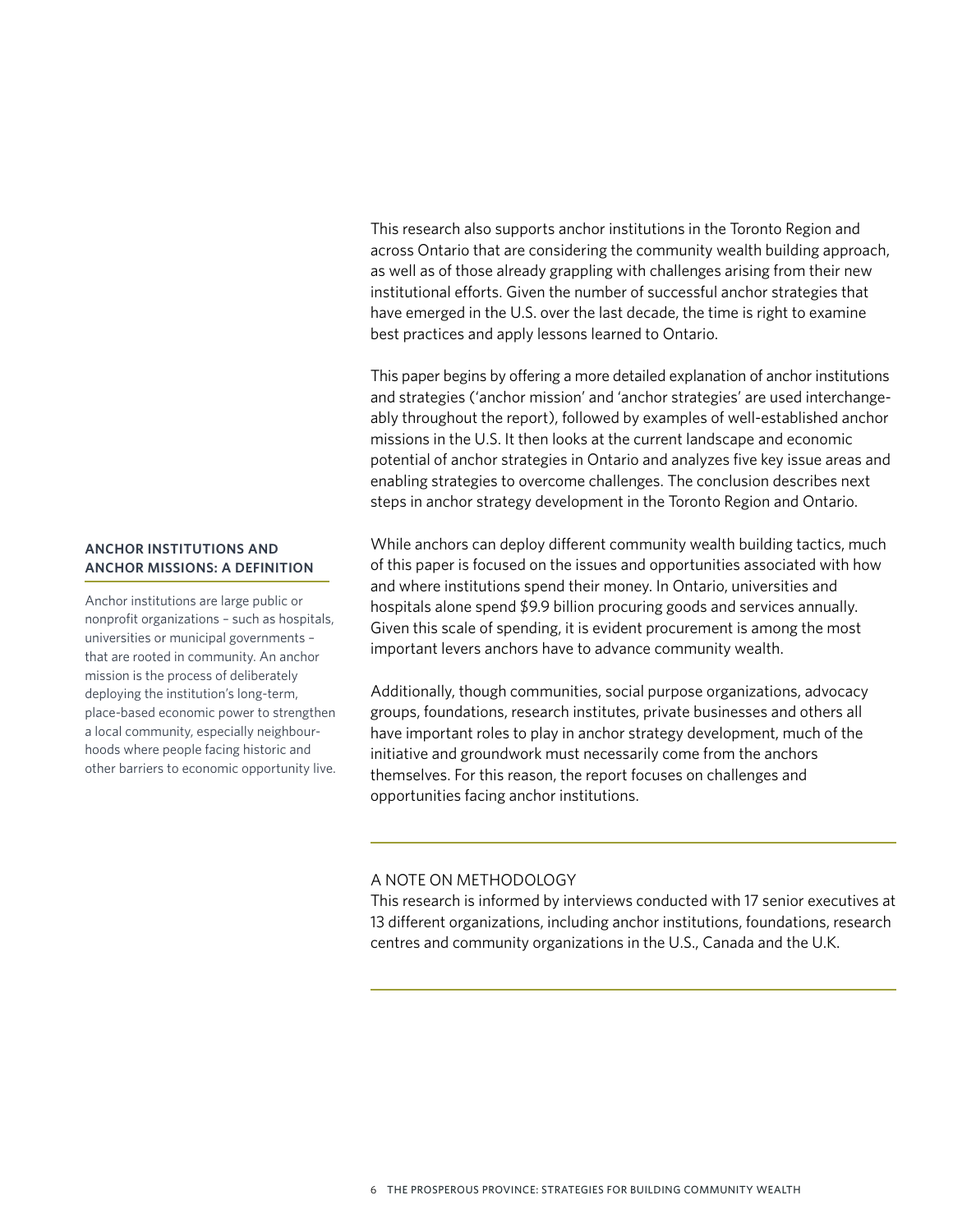This research also supports anchor institutions in the Toronto Region and across Ontario that are considering the community wealth building approach, as well as of those already grappling with challenges arising from their new institutional efforts. Given the number of successful anchor strategies that have emerged in the U.S. over the last decade, the time is right to examine best practices and apply lessons learned to Ontario.

This paper begins by offering a more detailed explanation of anchor institutions and strategies ('anchor mission' and 'anchor strategies' are used interchangeably throughout the report), followed by examples of well-established anchor missions in the U.S. It then looks at the current landscape and economic potential of anchor strategies in Ontario and analyzes five key issue areas and enabling strategies to overcome challenges. The conclusion describes next steps in anchor strategy development in the Toronto Region and Ontario.

While anchors can deploy different community wealth building tactics, much of this paper is focused on the issues and opportunities associated with how and where institutions spend their money. In Ontario, universities and hospitals alone spend $9.9 billion procuring goods and services annually. Given this scale of spending, it is evident procurement is among the most important levers anchors have to advance community wealth.

Additionally, though communities, social purpose organizations, advocacy groups, foundations, research institutes, private businesses and others all have important roles to play in anchor strategy development, much of the initiative and groundwork must necessarily come from the anchors themselves. For this reason, the report focuses on challenges and opportunities facing anchor institutions.

**ANCHOR INSTITUTIONS AND ANCHOR MISSIONS: A DEFINITION**

Anchor institutions are large public or nonprofit organizations – such as hospitals, universities or municipal governments – that are rooted in community. An anchor mission is the process of deliberately deploying the institution's long-term, place-based economic power to strengthen a local community, especially neighbourhoods where people facing historic and other barriers to economic opportunity live.

---

A NOTE ON METHODOLOGY

This research is informed by interviews conducted with 17 senior executives at 13 different organizations, including anchor institutions, foundations, research centres and community organizations in the U.S., Canada and the U.K.

---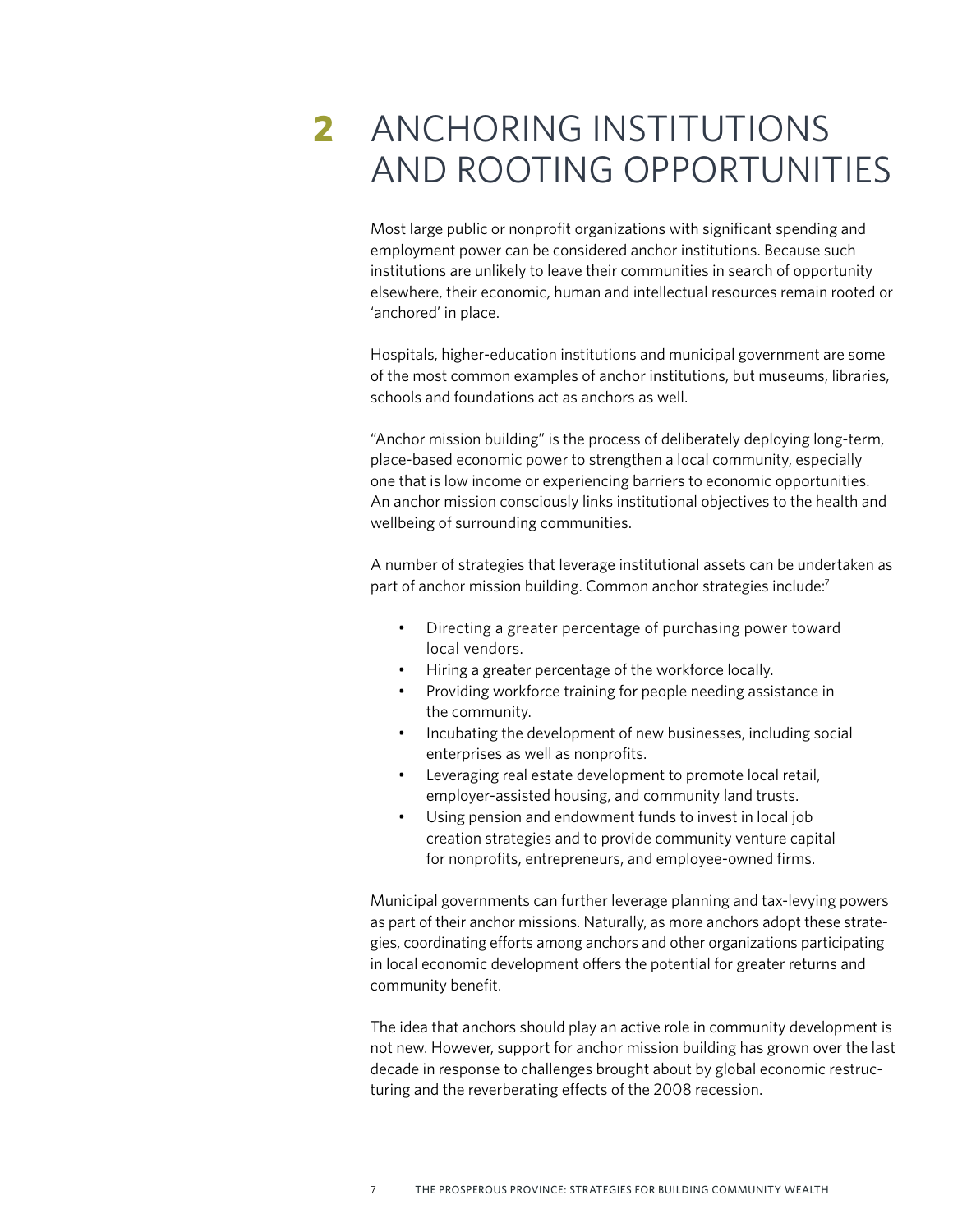# 2 ANCHORING INSTITUTIONS AND ROOTING OPPORTUNITIES

Most large public or nonprofit organizations with significant spending and employment power can be considered anchor institutions. Because such institutions are unlikely to leave their communities in search of opportunity elsewhere, their economic, human and intellectual resources remain rooted or 'anchored' in place.

Hospitals, higher-education institutions and municipal government are some of the most common examples of anchor institutions, but museums, libraries, schools and foundations act as anchors as well.

"Anchor mission building" is the process of deliberately deploying long-term, place-based economic power to strengthen a local community, especially one that is low income or experiencing barriers to economic opportunities. An anchor mission consciously links institutional objectives to the health and wellbeing of surrounding communities.

A number of strategies that leverage institutional assets can be undertaken as part of anchor mission building. Common anchor strategies include:[7]

- Directing a greater percentage of purchasing power toward local vendors.
- Hiring a greater percentage of the workforce locally.
- Providing workforce training for people needing assistance in the community.
- Incubating the development of new businesses, including social enterprises as well as nonprofits.
- Leveraging real estate development to promote local retail, employer-assisted housing, and community land trusts.
- Using pension and endowment funds to invest in local job creation strategies and to provide community venture capital for nonprofits, entrepreneurs, and employee-owned firms.

Municipal governments can further leverage planning and tax-levying powers as part of their anchor missions. Naturally, as more anchors adopt these strategies, coordinating efforts among anchors and other organizations participating in local economic development offers the potential for greater returns and community benefit.

The idea that anchors should play an active role in community development is not new. However, support for anchor mission building has grown over the last decade in response to challenges brought about by global economic restructuring and the reverberating effects of the 2008 recession.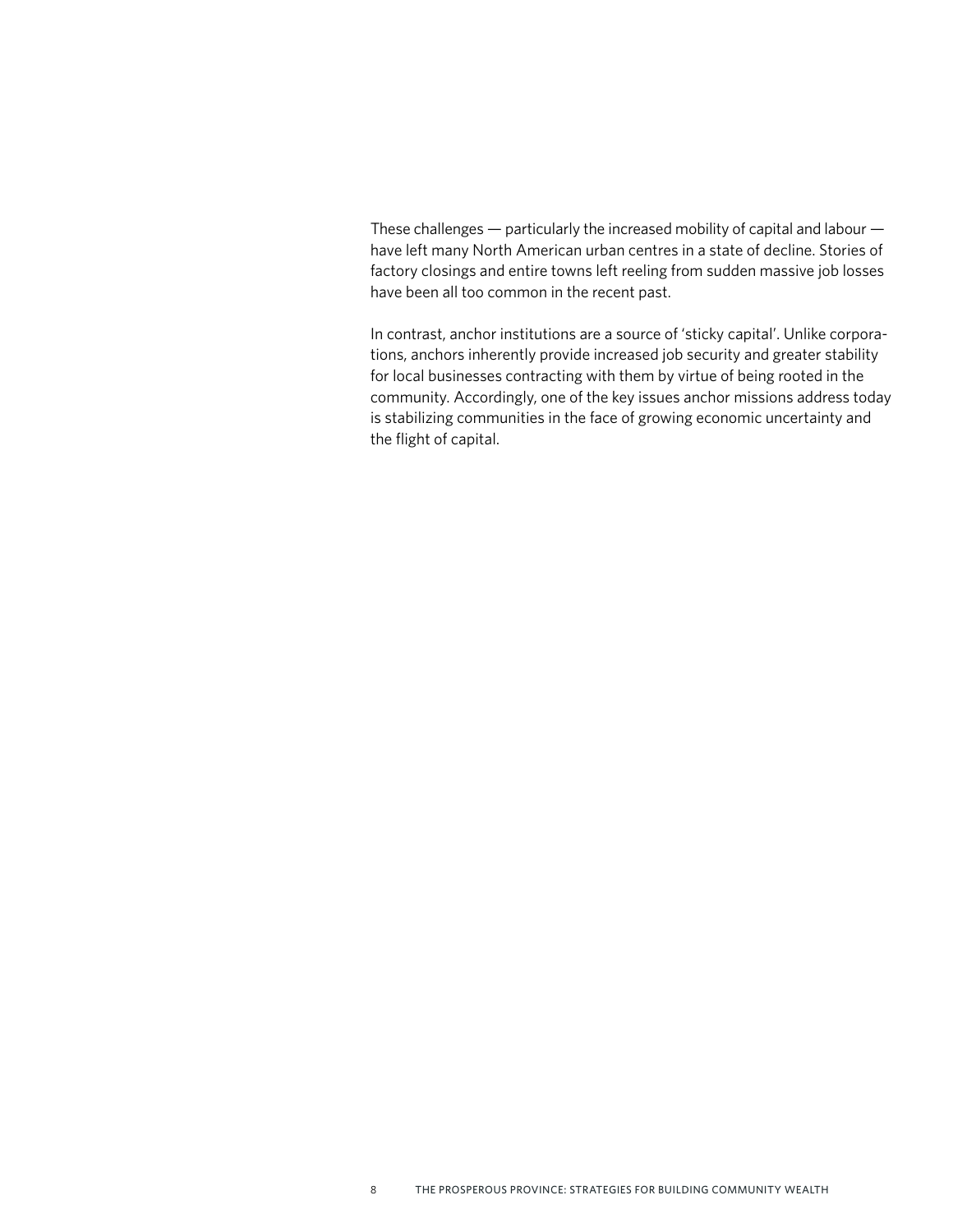These challenges — particularly the increased mobility of capital and labour — have left many North American urban centres in a state of decline. Stories of factory closings and entire towns left reeling from sudden massive job losses have been all too common in the recent past.

In contrast, anchor institutions are a source of 'sticky capital'. Unlike corporations, anchors inherently provide increased job security and greater stability for local businesses contracting with them by virtue of being rooted in the community. Accordingly, one of the key issues anchor missions address today is stabilizing communities in the face of growing economic uncertainty and the flight of capital.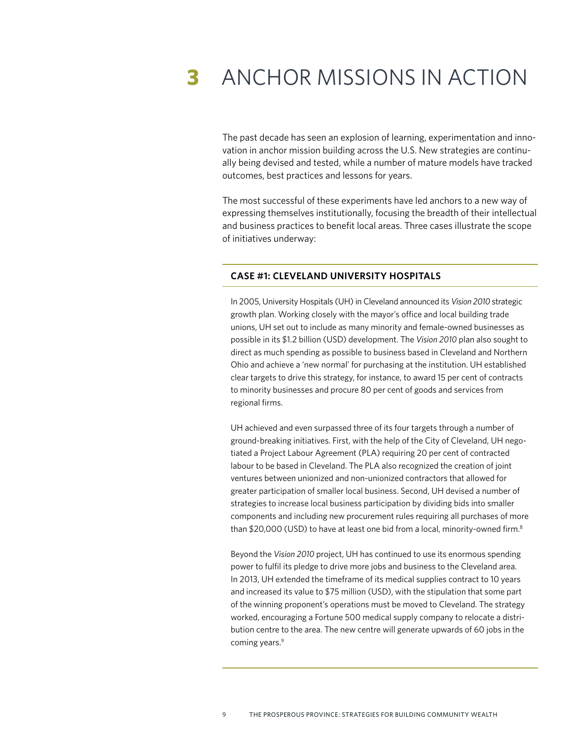# 3 ANCHOR MISSIONS IN ACTION

The past decade has seen an explosion of learning, experimentation and innovation in anchor mission building across the U.S. New strategies are continually being devised and tested, while a number of mature models have tracked outcomes, best practices and lessons for years.

The most successful of these experiments have led anchors to a new way of expressing themselves institutionally, focusing the breadth of their intellectual and business practices to benefit local areas. Three cases illustrate the scope of initiatives underway:

### CASE #1: CLEVELAND UNIVERSITY HOSPITALS

In 2005, University Hospitals (UH) in Cleveland announced its *Vision 2010* strategic growth plan. Working closely with the mayor's office and local building trade unions, UH set out to include as many minority and female-owned businesses as possible in its $1.2 billion (USD) development. The *Vision 2010* plan also sought to direct as much spending as possible to business based in Cleveland and Northern Ohio and achieve a 'new normal' for purchasing at the institution. UH established clear targets to drive this strategy, for instance, to award 15 per cent of contracts to minority businesses and procure 80 per cent of goods and services from regional firms.

UH achieved and even surpassed three of its four targets through a number of ground-breaking initiatives. First, with the help of the City of Cleveland, UH negotiated a Project Labour Agreement (PLA) requiring 20 per cent of contracted labour to be based in Cleveland. The PLA also recognized the creation of joint ventures between unionized and non-unionized contractors that allowed for greater participation of smaller local business. Second, UH devised a number of strategies to increase local business participation by dividing bids into smaller components and including new procurement rules requiring all purchases of more than $20,000 (USD) to have at least one bid from a local, minority-owned firm.[8]

Beyond the *Vision 2010* project, UH has continued to use its enormous spending power to fulfil its pledge to drive more jobs and business to the Cleveland area. In 2013, UH extended the timeframe of its medical supplies contract to 10 years and increased its value to $75 million (USD), with the stipulation that some part of the winning proponent's operations must be moved to Cleveland. The strategy worked, encouraging a Fortune 500 medical supply company to relocate a distribution centre to the area. The new centre will generate upwards of 60 jobs in the coming years.[9]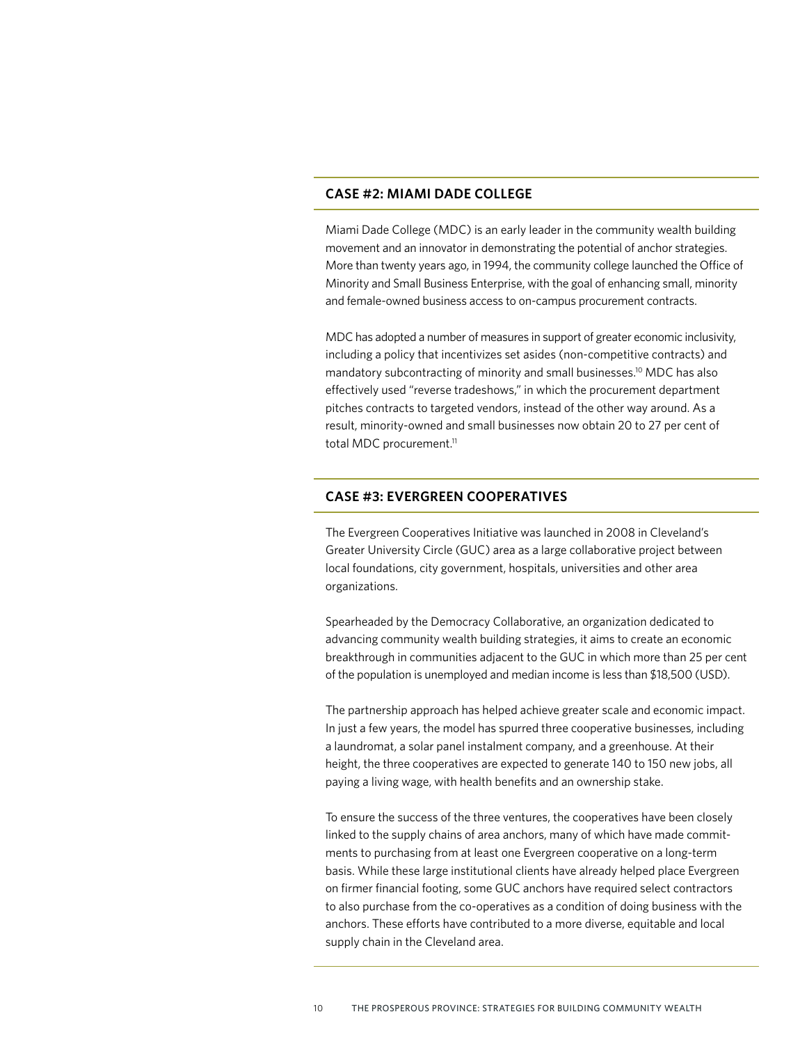## CASE #2: MIAMI DADE COLLEGE

Miami Dade College (MDC) is an early leader in the community wealth building movement and an innovator in demonstrating the potential of anchor strategies. More than twenty years ago, in 1994, the community college launched the Office of Minority and Small Business Enterprise, with the goal of enhancing small, minority and female-owned business access to on-campus procurement contracts.

MDC has adopted a number of measures in support of greater economic inclusivity, including a policy that incentivizes set asides (non-competitive contracts) and mandatory subcontracting of minority and small businesses.[10] MDC has also effectively used "reverse tradeshows," in which the procurement department pitches contracts to targeted vendors, instead of the other way around. As a result, minority-owned and small businesses now obtain 20 to 27 per cent of total MDC procurement.[11]

## CASE #3: EVERGREEN COOPERATIVES

The Evergreen Cooperatives Initiative was launched in 2008 in Cleveland's Greater University Circle (GUC) area as a large collaborative project between local foundations, city government, hospitals, universities and other area organizations.

Spearheaded by the Democracy Collaborative, an organization dedicated to advancing community wealth building strategies, it aims to create an economic breakthrough in communities adjacent to the GUC in which more than 25 per cent of the population is unemployed and median income is less than $18,500 (USD).

The partnership approach has helped achieve greater scale and economic impact. In just a few years, the model has spurred three cooperative businesses, including a laundromat, a solar panel instalment company, and a greenhouse. At their height, the three cooperatives are expected to generate 140 to 150 new jobs, all paying a living wage, with health benefits and an ownership stake.

To ensure the success of the three ventures, the cooperatives have been closely linked to the supply chains of area anchors, many of which have made commitments to purchasing from at least one Evergreen cooperative on a long-term basis. While these large institutional clients have already helped place Evergreen on firmer financial footing, some GUC anchors have required select contractors to also purchase from the co-operatives as a condition of doing business with the anchors. These efforts have contributed to a more diverse, equitable and local supply chain in the Cleveland area.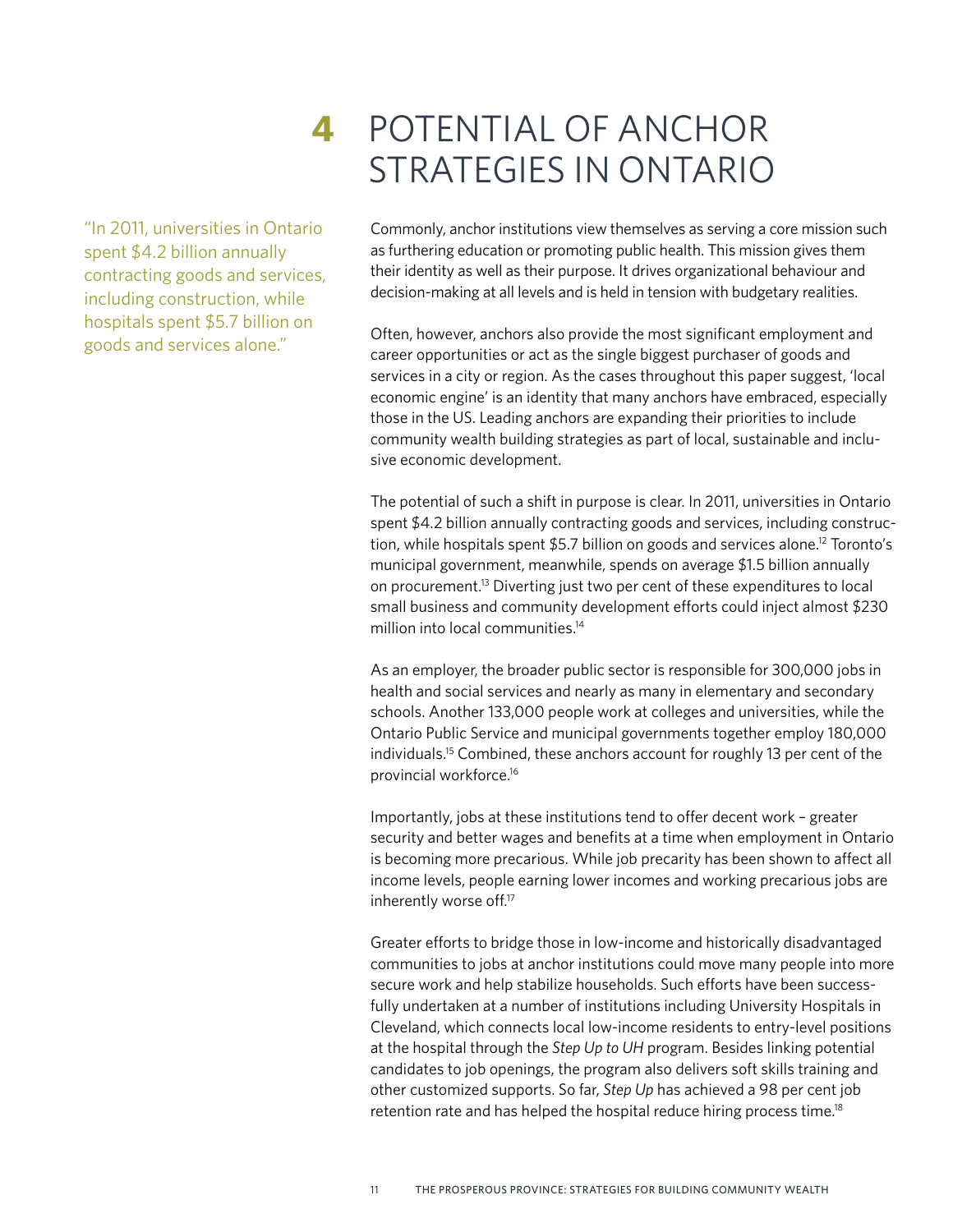# 4 POTENTIAL OF ANCHOR STRATEGIES IN ONTARIO

"In 2011, universities in Ontario spent $4.2 billion annually contracting goods and services, including construction, while hospitals spent $5.7 billion on goods and services alone."

Commonly, anchor institutions view themselves as serving a core mission such as furthering education or promoting public health. This mission gives them their identity as well as their purpose. It drives organizational behaviour and decision-making at all levels and is held in tension with budgetary realities.

Often, however, anchors also provide the most significant employment and career opportunities or act as the single biggest purchaser of goods and services in a city or region. As the cases throughout this paper suggest, 'local economic engine' is an identity that many anchors have embraced, especially those in the US. Leading anchors are expanding their priorities to include community wealth building strategies as part of local, sustainable and inclusive economic development.

The potential of such a shift in purpose is clear. In 2011, universities in Ontario spent $4.2 billion annually contracting goods and services, including construction, while hospitals spent $5.7 billion on goods and services alone.[12] Toronto's municipal government, meanwhile, spends on average $1.5 billion annually on procurement.[13] Diverting just two per cent of these expenditures to local small business and community development efforts could inject almost $230 million into local communities.[14]

As an employer, the broader public sector is responsible for 300,000 jobs in health and social services and nearly as many in elementary and secondary schools. Another 133,000 people work at colleges and universities, while the Ontario Public Service and municipal governments together employ 180,000 individuals.[15] Combined, these anchors account for roughly 13 per cent of the provincial workforce.[16]

Importantly, jobs at these institutions tend to offer decent work – greater security and better wages and benefits at a time when employment in Ontario is becoming more precarious. While job precarity has been shown to affect all income levels, people earning lower incomes and working precarious jobs are inherently worse off.[17]

Greater efforts to bridge those in low-income and historically disadvantaged communities to jobs at anchor institutions could move many people into more secure work and help stabilize households. Such efforts have been successfully undertaken at a number of institutions including University Hospitals in Cleveland, which connects local low-income residents to entry-level positions at the hospital through the *Step Up to UH* program. Besides linking potential candidates to job openings, the program also delivers soft skills training and other customized supports. So far, *Step Up* has achieved a 98 per cent job retention rate and has helped the hospital reduce hiring process time.[18]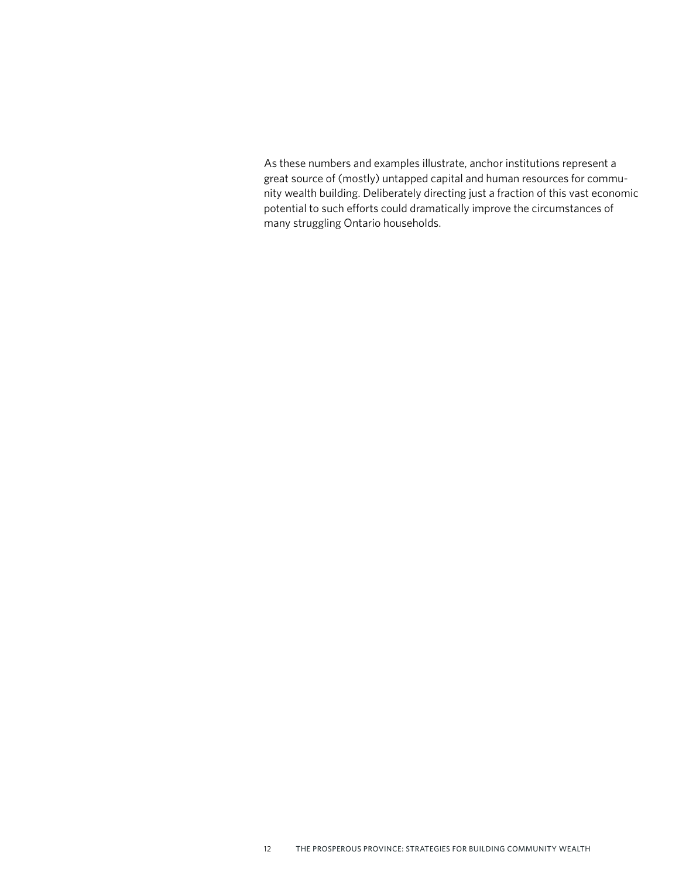As these numbers and examples illustrate, anchor institutions represent a great source of (mostly) untapped capital and human resources for community wealth building. Deliberately directing just a fraction of this vast economic potential to such efforts could dramatically improve the circumstances of many struggling Ontario households.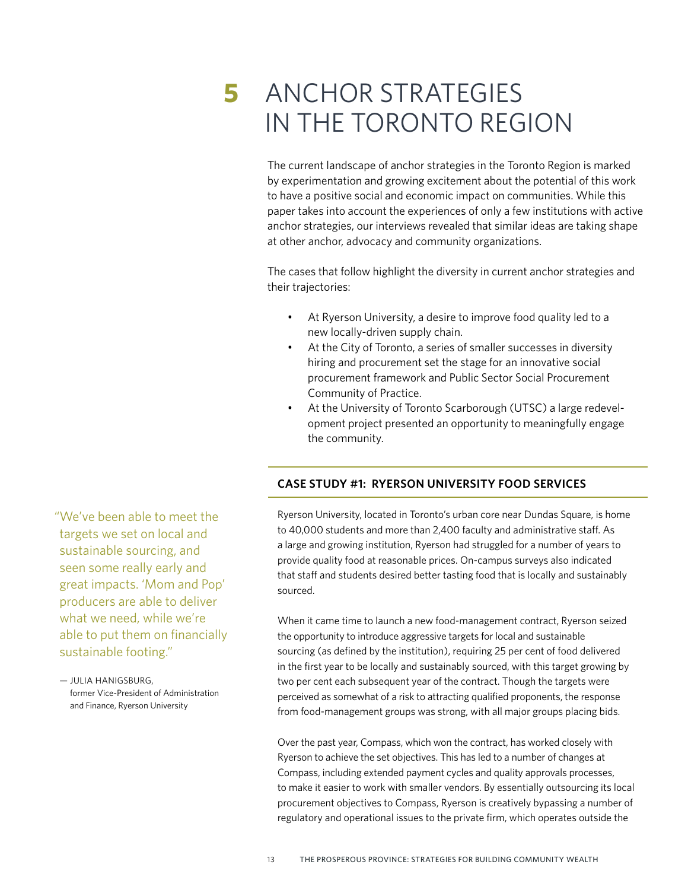# 5 ANCHOR STRATEGIES IN THE TORONTO REGION

The current landscape of anchor strategies in the Toronto Region is marked by experimentation and growing excitement about the potential of this work to have a positive social and economic impact on communities. While this paper takes into account the experiences of only a few institutions with active anchor strategies, our interviews revealed that similar ideas are taking shape at other anchor, advocacy and community organizations.

The cases that follow highlight the diversity in current anchor strategies and their trajectories:

- At Ryerson University, a desire to improve food quality led to a new locally-driven supply chain.
- At the City of Toronto, a series of smaller successes in diversity hiring and procurement set the stage for an innovative social procurement framework and Public Sector Social Procurement Community of Practice.
- At the University of Toronto Scarborough (UTSC) a large redevelopment project presented an opportunity to meaningfully engage the community.

## CASE STUDY #1: RYERSON UNIVERSITY FOOD SERVICES

Ryerson University, located in Toronto's urban core near Dundas Square, is home to 40,000 students and more than 2,400 faculty and administrative staff. As a large and growing institution, Ryerson had struggled for a number of years to provide quality food at reasonable prices. On-campus surveys also indicated that staff and students desired better tasting food that is locally and sustainably sourced.

> "We've been able to meet the targets we set on local and sustainable sourcing, and seen some really early and great impacts. 'Mom and Pop' producers are able to deliver what we need, while we're able to put them on financially sustainable footing."
>
> — JULIA HANIGSBURG, former Vice-President of Administration and Finance, Ryerson University

When it came time to launch a new food-management contract, Ryerson seized the opportunity to introduce aggressive targets for local and sustainable sourcing (as defined by the institution), requiring 25 per cent of food delivered in the first year to be locally and sustainably sourced, with this target growing by two per cent each subsequent year of the contract. Though the targets were perceived as somewhat of a risk to attracting qualified proponents, the response from food-management groups was strong, with all major groups placing bids.

Over the past year, Compass, which won the contract, has worked closely with Ryerson to achieve the set objectives. This has led to a number of changes at Compass, including extended payment cycles and quality approvals processes, to make it easier to work with smaller vendors. By essentially outsourcing its local procurement objectives to Compass, Ryerson is creatively bypassing a number of regulatory and operational issues to the private firm, which operates outside the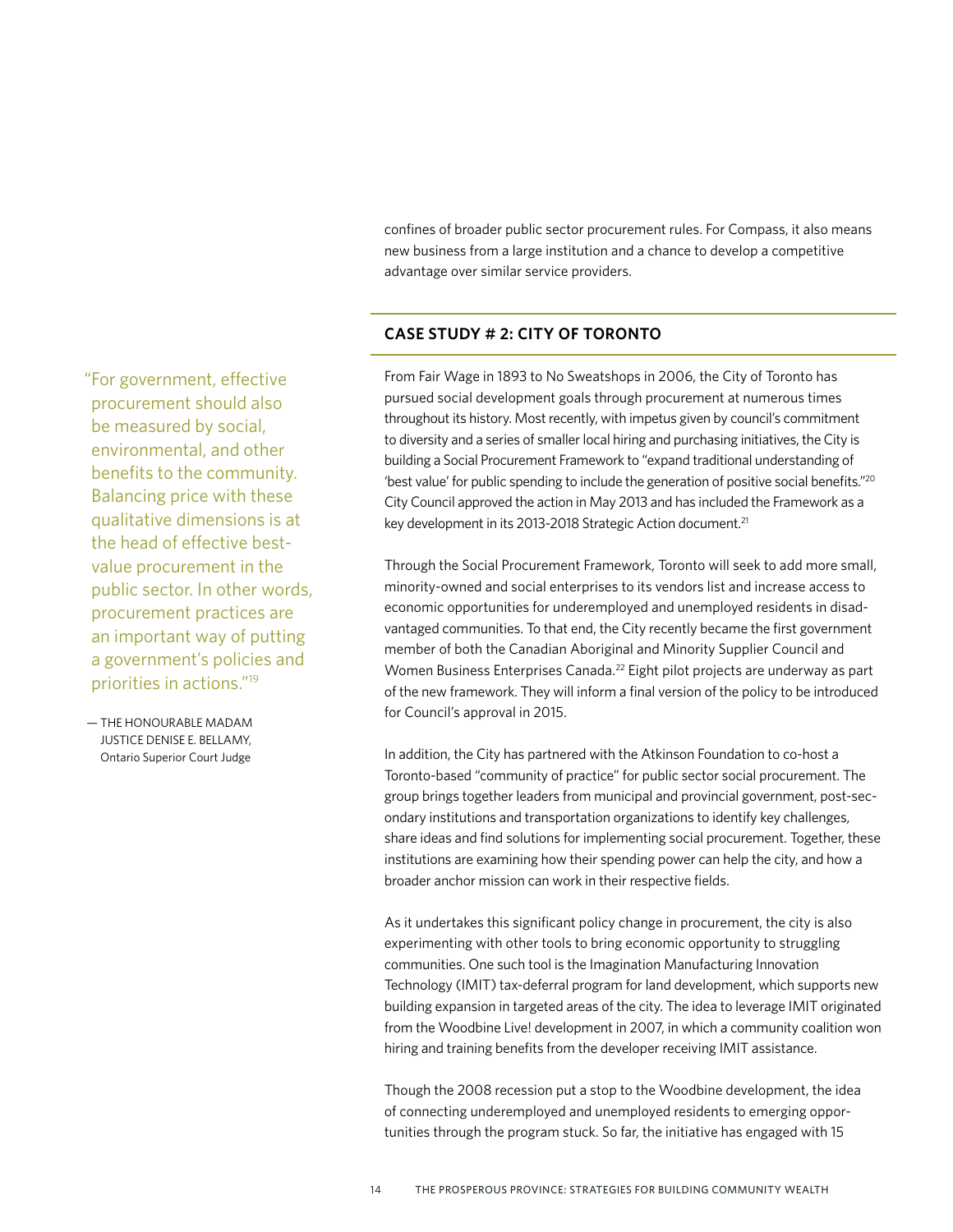confines of broader public sector procurement rules. For Compass, it also means new business from a large institution and a chance to develop a competitive advantage over similar service providers.

## CASE STUDY # 2: CITY OF TORONTO

> "For government, effective procurement should also be measured by social, environmental, and other benefits to the community. Balancing price with these qualitative dimensions is at the head of effective best-value procurement in the public sector. In other words, procurement practices are an important way of putting a government's policies and priorities in actions."[19]
>
> — THE HONOURABLE MADAM JUSTICE DENISE E. BELLAMY, Ontario Superior Court Judge

From Fair Wage in 1893 to No Sweatshops in 2006, the City of Toronto has pursued social development goals through procurement at numerous times throughout its history. Most recently, with impetus given by council's commitment to diversity and a series of smaller local hiring and purchasing initiatives, the City is building a Social Procurement Framework to "expand traditional understanding of 'best value' for public spending to include the generation of positive social benefits."[20] City Council approved the action in May 2013 and has included the Framework as a key development in its 2013-2018 Strategic Action document.[21]

Through the Social Procurement Framework, Toronto will seek to add more small, minority-owned and social enterprises to its vendors list and increase access to economic opportunities for underemployed and unemployed residents in disadvantaged communities. To that end, the City recently became the first government member of both the Canadian Aboriginal and Minority Supplier Council and Women Business Enterprises Canada.[22] Eight pilot projects are underway as part of the new framework. They will inform a final version of the policy to be introduced for Council's approval in 2015.

In addition, the City has partnered with the Atkinson Foundation to co-host a Toronto-based "community of practice" for public sector social procurement. The group brings together leaders from municipal and provincial government, post-secondary institutions and transportation organizations to identify key challenges, share ideas and find solutions for implementing social procurement. Together, these institutions are examining how their spending power can help the city, and how a broader anchor mission can work in their respective fields.

As it undertakes this significant policy change in procurement, the city is also experimenting with other tools to bring economic opportunity to struggling communities. One such tool is the Imagination Manufacturing Innovation Technology (IMIT) tax-deferral program for land development, which supports new building expansion in targeted areas of the city. The idea to leverage IMIT originated from the Woodbine Live! development in 2007, in which a community coalition won hiring and training benefits from the developer receiving IMIT assistance.

Though the 2008 recession put a stop to the Woodbine development, the idea of connecting underemployed and unemployed residents to emerging opportunities through the program stuck. So far, the initiative has engaged with 15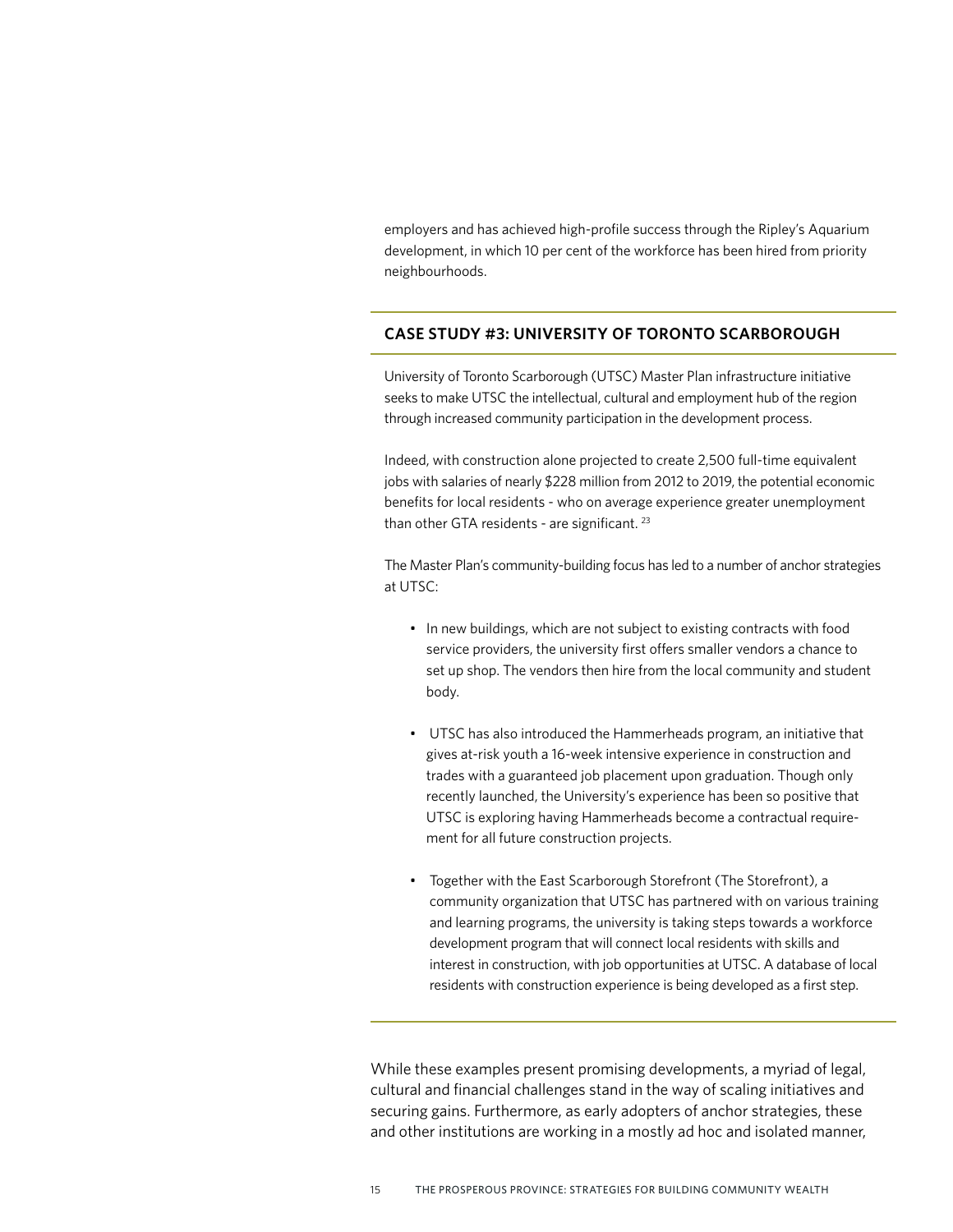employers and has achieved high-profile success through the Ripley's Aquarium development, in which 10 per cent of the workforce has been hired from priority neighbourhoods.

### CASE STUDY #3: UNIVERSITY OF TORONTO SCARBOROUGH

University of Toronto Scarborough (UTSC) Master Plan infrastructure initiative seeks to make UTSC the intellectual, cultural and employment hub of the region through increased community participation in the development process.

Indeed, with construction alone projected to create 2,500 full-time equivalent jobs with salaries of nearly $228 million from 2012 to 2019, the potential economic benefits for local residents - who on average experience greater unemployment than other GTA residents - are significant. [23]

The Master Plan's community-building focus has led to a number of anchor strategies at UTSC:

- In new buildings, which are not subject to existing contracts with food service providers, the university first offers smaller vendors a chance to set up shop. The vendors then hire from the local community and student body.
- UTSC has also introduced the Hammerheads program, an initiative that gives at-risk youth a 16-week intensive experience in construction and trades with a guaranteed job placement upon graduation. Though only recently launched, the University's experience has been so positive that UTSC is exploring having Hammerheads become a contractual requirement for all future construction projects.
- Together with the East Scarborough Storefront (The Storefront), a community organization that UTSC has partnered with on various training and learning programs, the university is taking steps towards a workforce development program that will connect local residents with skills and interest in construction, with job opportunities at UTSC. A database of local residents with construction experience is being developed as a first step.

While these examples present promising developments, a myriad of legal, cultural and financial challenges stand in the way of scaling initiatives and securing gains. Furthermore, as early adopters of anchor strategies, these and other institutions are working in a mostly ad hoc and isolated manner,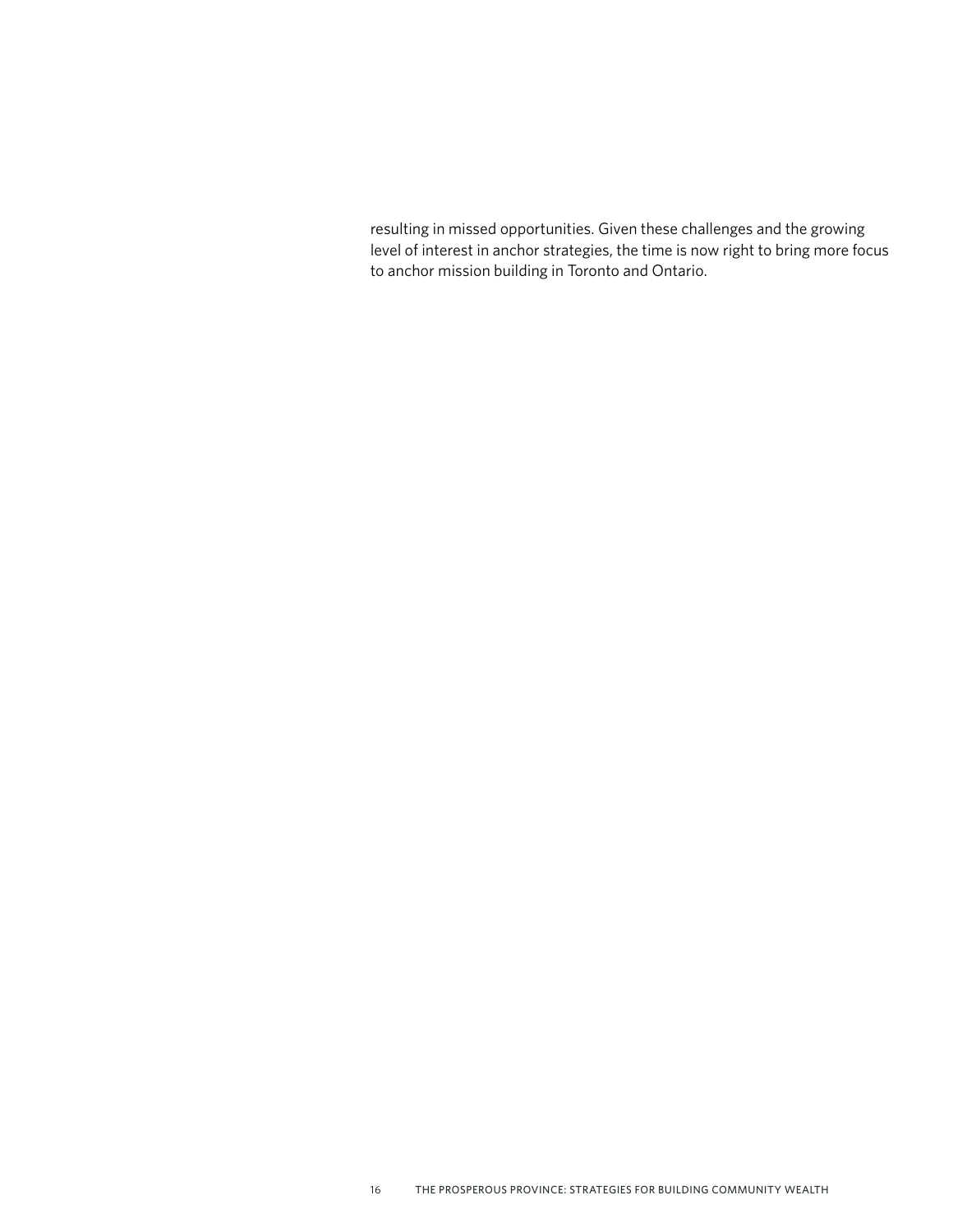resulting in missed opportunities. Given these challenges and the growing level of interest in anchor strategies, the time is now right to bring more focus to anchor mission building in Toronto and Ontario.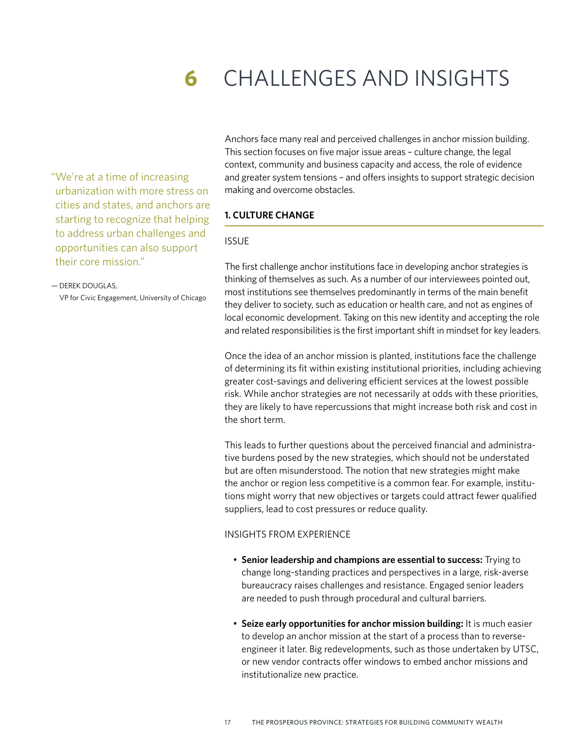# 6 CHALLENGES AND INSIGHTS

"We're at a time of increasing urbanization with more stress on cities and states, and anchors are starting to recognize that helping to address urban challenges and opportunities can also support their core mission."

— DEREK DOUGLAS,
VP for Civic Engagement, University of Chicago

Anchors face many real and perceived challenges in anchor mission building. This section focuses on five major issue areas – culture change, the legal context, community and business capacity and access, the role of evidence and greater system tensions – and offers insights to support strategic decision making and overcome obstacles.

## 1. CULTURE CHANGE

### ISSUE

The first challenge anchor institutions face in developing anchor strategies is thinking of themselves as such. As a number of our interviewees pointed out, most institutions see themselves predominantly in terms of the main benefit they deliver to society, such as education or health care, and not as engines of local economic development. Taking on this new identity and accepting the role and related responsibilities is the first important shift in mindset for key leaders.

Once the idea of an anchor mission is planted, institutions face the challenge of determining its fit within existing institutional priorities, including achieving greater cost-savings and delivering efficient services at the lowest possible risk. While anchor strategies are not necessarily at odds with these priorities, they are likely to have repercussions that might increase both risk and cost in the short term.

This leads to further questions about the perceived financial and administrative burdens posed by the new strategies, which should not be understated but are often misunderstood. The notion that new strategies might make the anchor or region less competitive is a common fear. For example, institutions might worry that new objectives or targets could attract fewer qualified suppliers, lead to cost pressures or reduce quality.

### INSIGHTS FROM EXPERIENCE

- **Senior leadership and champions are essential to success:** Trying to change long-standing practices and perspectives in a large, risk-averse bureaucracy raises challenges and resistance. Engaged senior leaders are needed to push through procedural and cultural barriers.

- **Seize early opportunities for anchor mission building:** It is much easier to develop an anchor mission at the start of a process than to reverse-engineer it later. Big redevelopments, such as those undertaken by UTSC, or new vendor contracts offer windows to embed anchor missions and institutionalize new practice.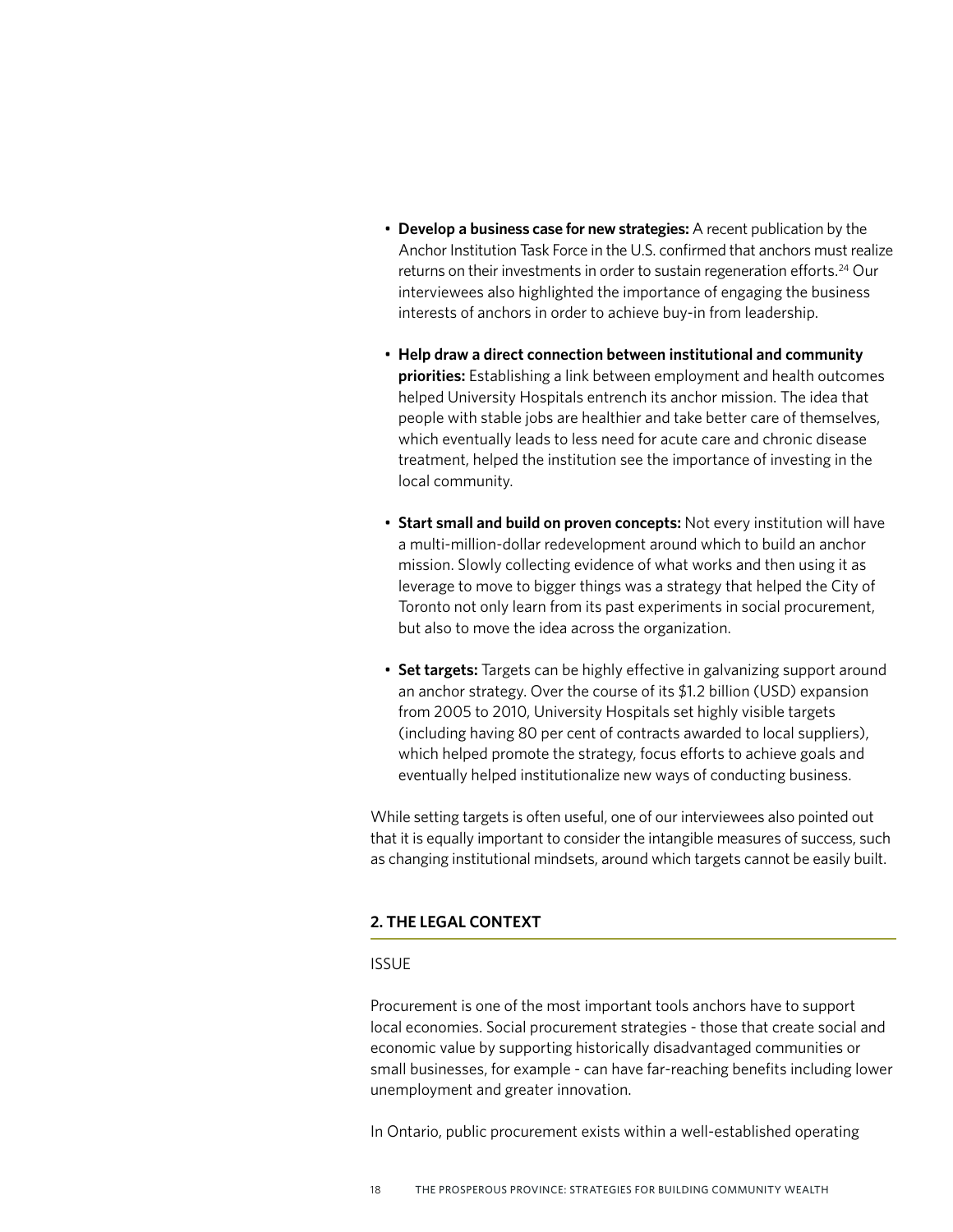- **Develop a business case for new strategies:** A recent publication by the Anchor Institution Task Force in the U.S. confirmed that anchors must realize returns on their investments in order to sustain regeneration efforts.[24] Our interviewees also highlighted the importance of engaging the business interests of anchors in order to achieve buy-in from leadership.

- **Help draw a direct connection between institutional and community priorities:** Establishing a link between employment and health outcomes helped University Hospitals entrench its anchor mission. The idea that people with stable jobs are healthier and take better care of themselves, which eventually leads to less need for acute care and chronic disease treatment, helped the institution see the importance of investing in the local community.

- **Start small and build on proven concepts:** Not every institution will have a multi-million-dollar redevelopment around which to build an anchor mission. Slowly collecting evidence of what works and then using it as leverage to move to bigger things was a strategy that helped the City of Toronto not only learn from its past experiments in social procurement, but also to move the idea across the organization.

- **Set targets:** Targets can be highly effective in galvanizing support around an anchor strategy. Over the course of its $1.2 billion (USD) expansion from 2005 to 2010, University Hospitals set highly visible targets (including having 80 per cent of contracts awarded to local suppliers), which helped promote the strategy, focus efforts to achieve goals and eventually helped institutionalize new ways of conducting business.

While setting targets is often useful, one of our interviewees also pointed out that it is equally important to consider the intangible measures of success, such as changing institutional mindsets, around which targets cannot be easily built.

## 2. THE LEGAL CONTEXT

### ISSUE

Procurement is one of the most important tools anchors have to support local economies. Social procurement strategies - those that create social and economic value by supporting historically disadvantaged communities or small businesses, for example - can have far-reaching benefits including lower unemployment and greater innovation.

In Ontario, public procurement exists within a well-established operating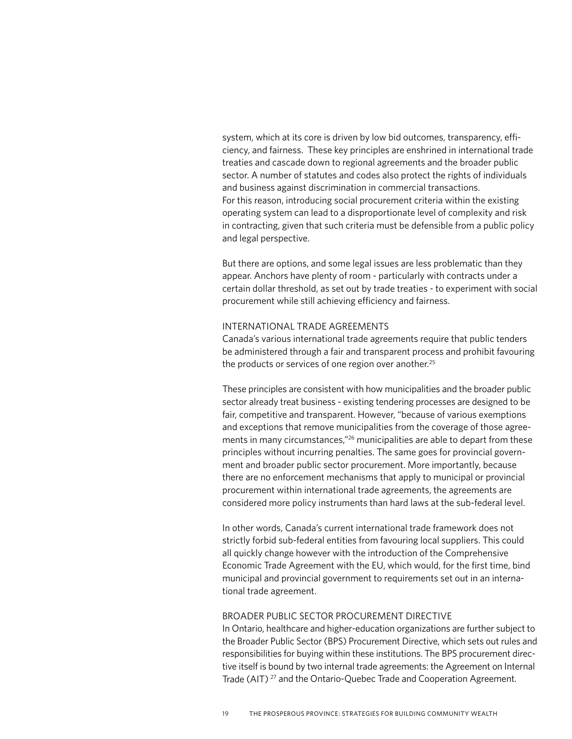system, which at its core is driven by low bid outcomes, transparency, efficiency, and fairness. These key principles are enshrined in international trade treaties and cascade down to regional agreements and the broader public sector. A number of statutes and codes also protect the rights of individuals and business against discrimination in commercial transactions. For this reason, introducing social procurement criteria within the existing operating system can lead to a disproportionate level of complexity and risk in contracting, given that such criteria must be defensible from a public policy and legal perspective.

But there are options, and some legal issues are less problematic than they appear. Anchors have plenty of room - particularly with contracts under a certain dollar threshold, as set out by trade treaties - to experiment with social procurement while still achieving efficiency and fairness.

### INTERNATIONAL TRADE AGREEMENTS

Canada's various international trade agreements require that public tenders be administered through a fair and transparent process and prohibit favouring the products or services of one region over another.[25]

These principles are consistent with how municipalities and the broader public sector already treat business - existing tendering processes are designed to be fair, competitive and transparent. However, "because of various exemptions and exceptions that remove municipalities from the coverage of those agreements in many circumstances,"[26] municipalities are able to depart from these principles without incurring penalties. The same goes for provincial government and broader public sector procurement. More importantly, because there are no enforcement mechanisms that apply to municipal or provincial procurement within international trade agreements, the agreements are considered more policy instruments than hard laws at the sub-federal level.

In other words, Canada's current international trade framework does not strictly forbid sub-federal entities from favouring local suppliers. This could all quickly change however with the introduction of the Comprehensive Economic Trade Agreement with the EU, which would, for the first time, bind municipal and provincial government to requirements set out in an international trade agreement.

### BROADER PUBLIC SECTOR PROCUREMENT DIRECTIVE

In Ontario, healthcare and higher-education organizations are further subject to the Broader Public Sector (BPS) Procurement Directive, which sets out rules and responsibilities for buying within these institutions. The BPS procurement directive itself is bound by two internal trade agreements: the Agreement on Internal Trade (AIT) [27] and the Ontario-Quebec Trade and Cooperation Agreement.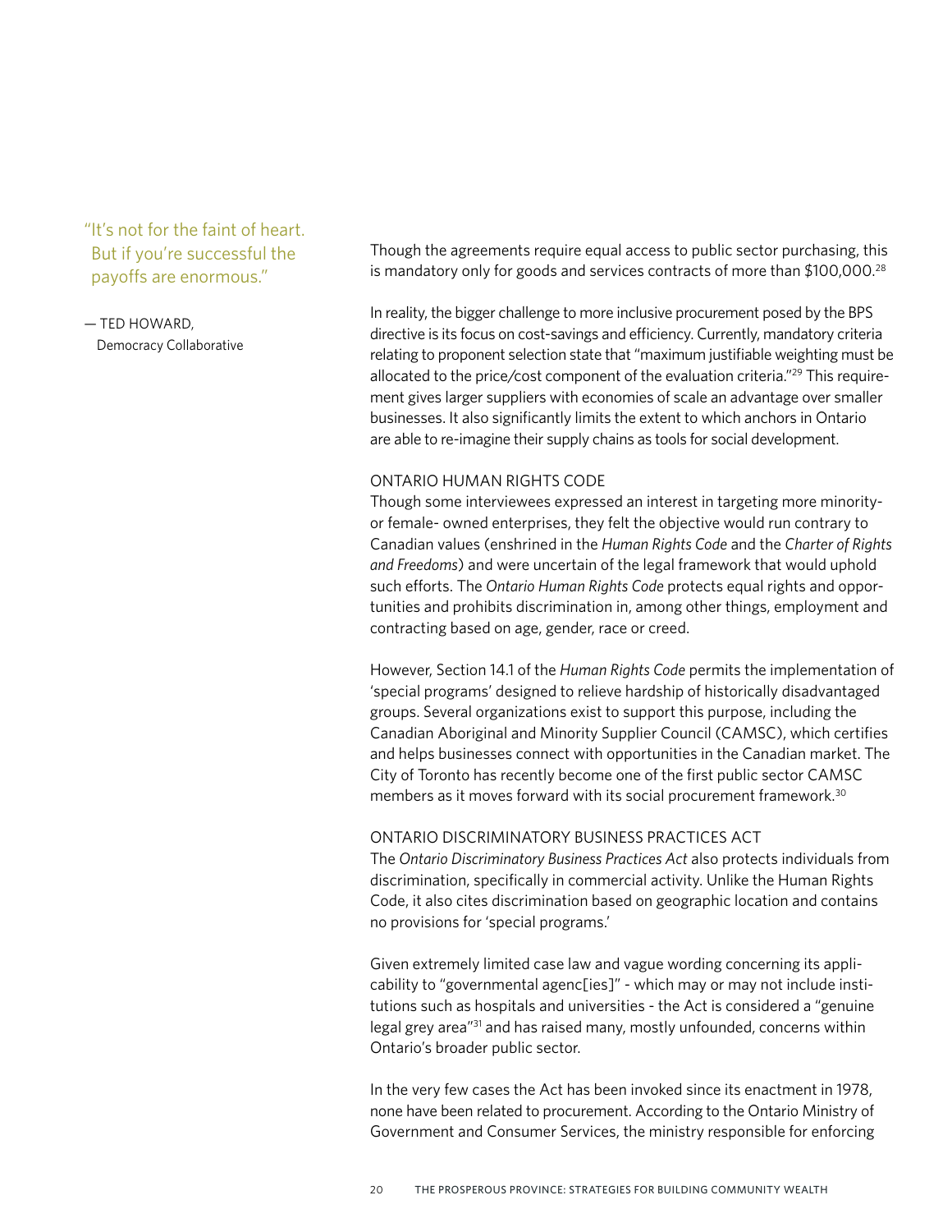> "It's not for the faint of heart. But if you're successful the payoffs are enormous."
>
> — TED HOWARD, Democracy Collaborative

Though the agreements require equal access to public sector purchasing, this is mandatory only for goods and services contracts of more than $100,000.[28]

In reality, the bigger challenge to more inclusive procurement posed by the BPS directive is its focus on cost-savings and efficiency. Currently, mandatory criteria relating to proponent selection state that "maximum justifiable weighting must be allocated to the price/cost component of the evaluation criteria."[29] This requirement gives larger suppliers with economies of scale an advantage over smaller businesses. It also significantly limits the extent to which anchors in Ontario are able to re-imagine their supply chains as tools for social development.

### ONTARIO HUMAN RIGHTS CODE

Though some interviewees expressed an interest in targeting more minority- or female- owned enterprises, they felt the objective would run contrary to Canadian values (enshrined in the *Human Rights Code* and the *Charter of Rights and Freedoms*) and were uncertain of the legal framework that would uphold such efforts. The *Ontario Human Rights Code* protects equal rights and opportunities and prohibits discrimination in, among other things, employment and contracting based on age, gender, race or creed.

However, Section 14.1 of the *Human Rights Code* permits the implementation of 'special programs' designed to relieve hardship of historically disadvantaged groups. Several organizations exist to support this purpose, including the Canadian Aboriginal and Minority Supplier Council (CAMSC), which certifies and helps businesses connect with opportunities in the Canadian market. The City of Toronto has recently become one of the first public sector CAMSC members as it moves forward with its social procurement framework.[30]

### ONTARIO DISCRIMINATORY BUSINESS PRACTICES ACT

The *Ontario Discriminatory Business Practices Act* also protects individuals from discrimination, specifically in commercial activity. Unlike the Human Rights Code, it also cites discrimination based on geographic location and contains no provisions for 'special programs.'

Given extremely limited case law and vague wording concerning its applicability to "governmental agenc[ies]" - which may or may not include institutions such as hospitals and universities - the Act is considered a "genuine legal grey area"[31] and has raised many, mostly unfounded, concerns within Ontario's broader public sector.

In the very few cases the Act has been invoked since its enactment in 1978, none have been related to procurement. According to the Ontario Ministry of Government and Consumer Services, the ministry responsible for enforcing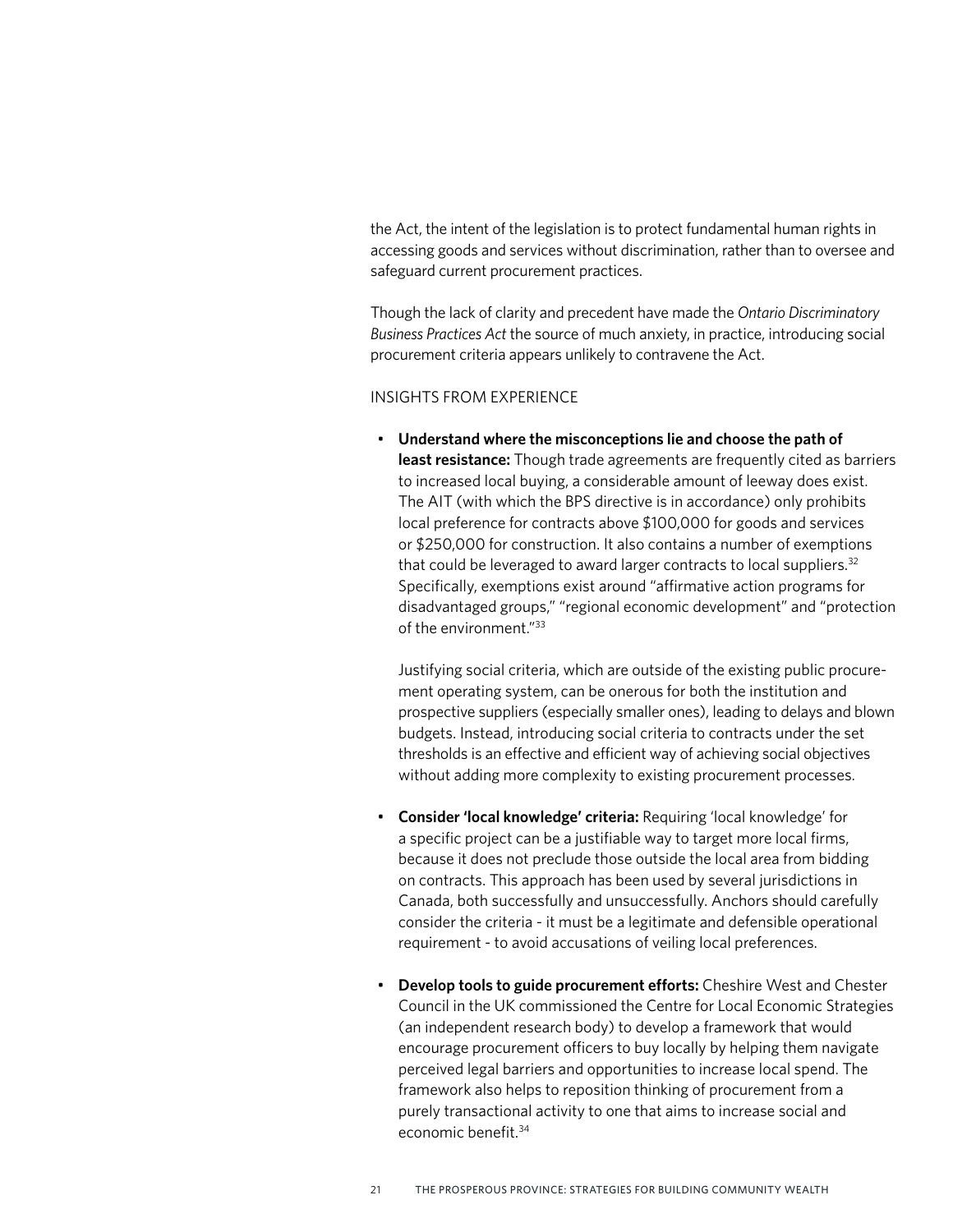the Act, the intent of the legislation is to protect fundamental human rights in accessing goods and services without discrimination, rather than to oversee and safeguard current procurement practices.

Though the lack of clarity and precedent have made the *Ontario Discriminatory Business Practices Act* the source of much anxiety, in practice, introducing social procurement criteria appears unlikely to contravene the Act.

### INSIGHTS FROM EXPERIENCE

- **Understand where the misconceptions lie and choose the path of least resistance:** Though trade agreements are frequently cited as barriers to increased local buying, a considerable amount of leeway does exist. The AIT (with which the BPS directive is in accordance) only prohibits local preference for contracts above $100,000 for goods and services or $250,000 for construction. It also contains a number of exemptions that could be leveraged to award larger contracts to local suppliers.[32] Specifically, exemptions exist around "affirmative action programs for disadvantaged groups," "regional economic development" and "protection of the environment."[33]

  Justifying social criteria, which are outside of the existing public procurement operating system, can be onerous for both the institution and prospective suppliers (especially smaller ones), leading to delays and blown budgets. Instead, introducing social criteria to contracts under the set thresholds is an effective and efficient way of achieving social objectives without adding more complexity to existing procurement processes.

- **Consider 'local knowledge' criteria:** Requiring 'local knowledge' for a specific project can be a justifiable way to target more local firms, because it does not preclude those outside the local area from bidding on contracts. This approach has been used by several jurisdictions in Canada, both successfully and unsuccessfully. Anchors should carefully consider the criteria - it must be a legitimate and defensible operational requirement - to avoid accusations of veiling local preferences.

- **Develop tools to guide procurement efforts:** Cheshire West and Chester Council in the UK commissioned the Centre for Local Economic Strategies (an independent research body) to develop a framework that would encourage procurement officers to buy locally by helping them navigate perceived legal barriers and opportunities to increase local spend. The framework also helps to reposition thinking of procurement from a purely transactional activity to one that aims to increase social and economic benefit.[34]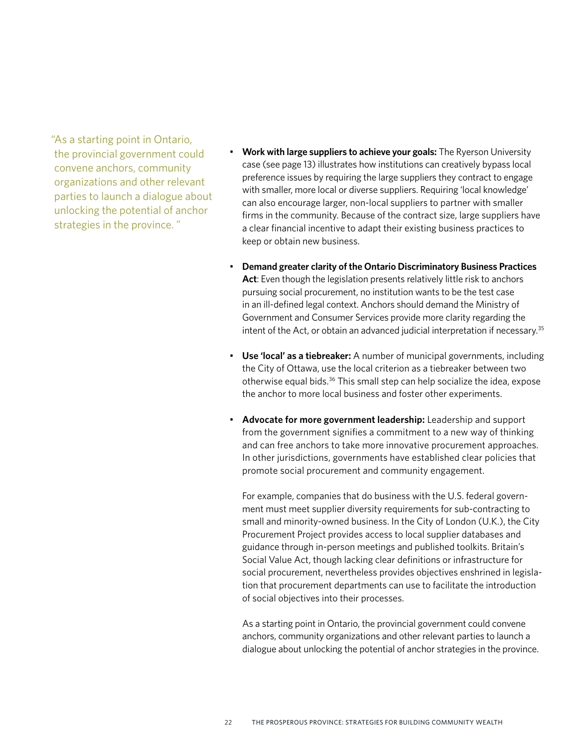> "As a starting point in Ontario, the provincial government could convene anchors, community organizations and other relevant parties to launch a dialogue about unlocking the potential of anchor strategies in the province."

- **Work with large suppliers to achieve your goals:** The Ryerson University case (see page 13) illustrates how institutions can creatively bypass local preference issues by requiring the large suppliers they contract to engage with smaller, more local or diverse suppliers. Requiring 'local knowledge' can also encourage larger, non-local suppliers to partner with smaller firms in the community. Because of the contract size, large suppliers have a clear financial incentive to adapt their existing business practices to keep or obtain new business.

- **Demand greater clarity of the Ontario Discriminatory Business Practices Act**: Even though the legislation presents relatively little risk to anchors pursuing social procurement, no institution wants to be the test case in an ill-defined legal context. Anchors should demand the Ministry of Government and Consumer Services provide more clarity regarding the intent of the Act, or obtain an advanced judicial interpretation if necessary.[35]

- **Use 'local' as a tiebreaker:** A number of municipal governments, including the City of Ottawa, use the local criterion as a tiebreaker between two otherwise equal bids.[36] This small step can help socialize the idea, expose the anchor to more local business and foster other experiments.

- **Advocate for more government leadership:** Leadership and support from the government signifies a commitment to a new way of thinking and can free anchors to take more innovative procurement approaches. In other jurisdictions, governments have established clear policies that promote social procurement and community engagement.

  For example, companies that do business with the U.S. federal government must meet supplier diversity requirements for sub-contracting to small and minority-owned business. In the City of London (U.K.), the City Procurement Project provides access to local supplier databases and guidance through in-person meetings and published toolkits. Britain's Social Value Act, though lacking clear definitions or infrastructure for social procurement, nevertheless provides objectives enshrined in legislation that procurement departments can use to facilitate the introduction of social objectives into their processes.

  As a starting point in Ontario, the provincial government could convene anchors, community organizations and other relevant parties to launch a dialogue about unlocking the potential of anchor strategies in the province.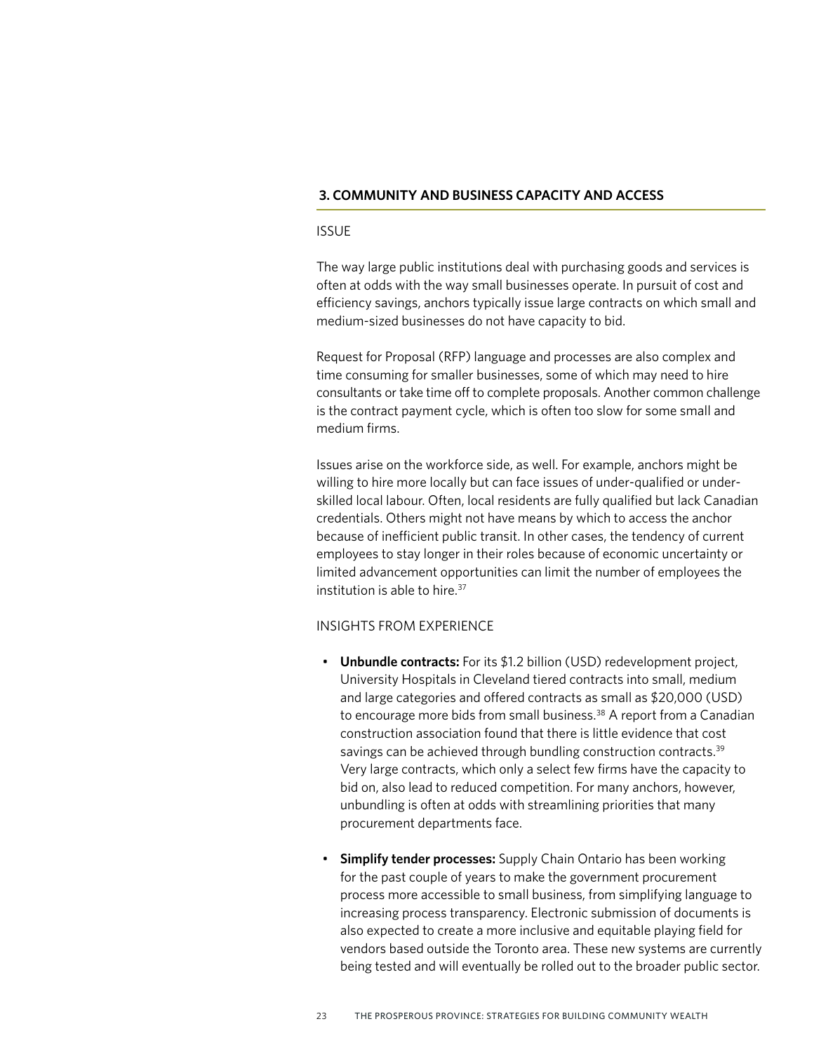### 3. COMMUNITY AND BUSINESS CAPACITY AND ACCESS

ISSUE

The way large public institutions deal with purchasing goods and services is often at odds with the way small businesses operate. In pursuit of cost and efficiency savings, anchors typically issue large contracts on which small and medium-sized businesses do not have capacity to bid.

Request for Proposal (RFP) language and processes are also complex and time consuming for smaller businesses, some of which may need to hire consultants or take time off to complete proposals. Another common challenge is the contract payment cycle, which is often too slow for some small and medium firms.

Issues arise on the workforce side, as well. For example, anchors might be willing to hire more locally but can face issues of under-qualified or under-skilled local labour. Often, local residents are fully qualified but lack Canadian credentials. Others might not have means by which to access the anchor because of inefficient public transit. In other cases, the tendency of current employees to stay longer in their roles because of economic uncertainty or limited advancement opportunities can limit the number of employees the institution is able to hire.[37]

INSIGHTS FROM EXPERIENCE

- **Unbundle contracts:** For its $1.2 billion (USD) redevelopment project, University Hospitals in Cleveland tiered contracts into small, medium and large categories and offered contracts as small as $20,000 (USD) to encourage more bids from small business.[38] A report from a Canadian construction association found that there is little evidence that cost savings can be achieved through bundling construction contracts.[39] Very large contracts, which only a select few firms have the capacity to bid on, also lead to reduced competition. For many anchors, however, unbundling is often at odds with streamlining priorities that many procurement departments face.

- **Simplify tender processes:** Supply Chain Ontario has been working for the past couple of years to make the government procurement process more accessible to small business, from simplifying language to increasing process transparency. Electronic submission of documents is also expected to create a more inclusive and equitable playing field for vendors based outside the Toronto area. These new systems are currently being tested and will eventually be rolled out to the broader public sector.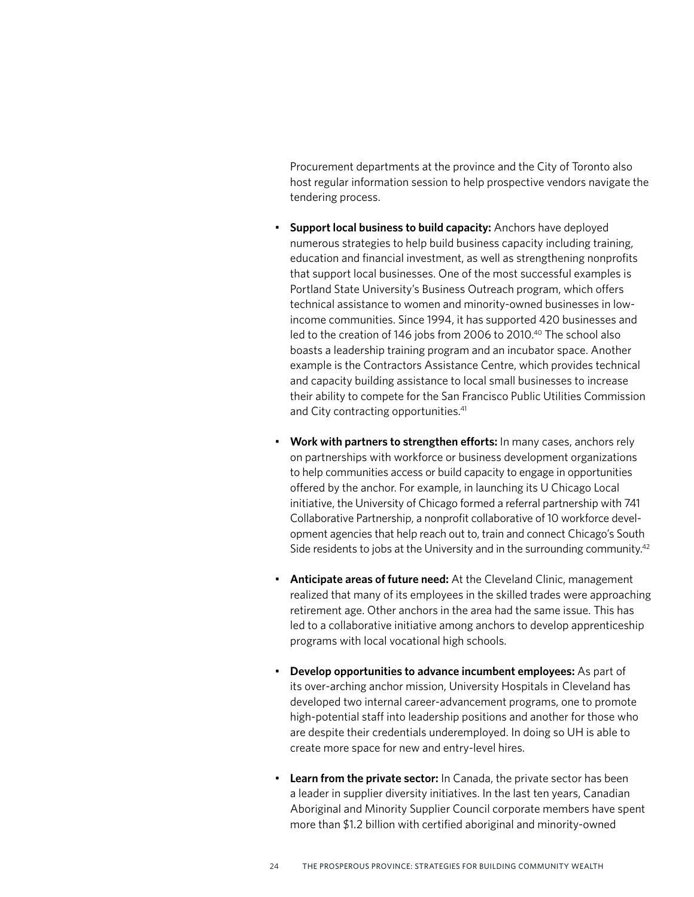Procurement departments at the province and the City of Toronto also host regular information session to help prospective vendors navigate the tendering process.

- **Support local business to build capacity:** Anchors have deployed numerous strategies to help build business capacity including training, education and financial investment, as well as strengthening nonprofits that support local businesses. One of the most successful examples is Portland State University's Business Outreach program, which offers technical assistance to women and minority-owned businesses in low-income communities. Since 1994, it has supported 420 businesses and led to the creation of 146 jobs from 2006 to 2010.[40] The school also boasts a leadership training program and an incubator space. Another example is the Contractors Assistance Centre, which provides technical and capacity building assistance to local small businesses to increase their ability to compete for the San Francisco Public Utilities Commission and City contracting opportunities.[41]

- **Work with partners to strengthen efforts:** In many cases, anchors rely on partnerships with workforce or business development organizations to help communities access or build capacity to engage in opportunities offered by the anchor. For example, in launching its U Chicago Local initiative, the University of Chicago formed a referral partnership with 741 Collaborative Partnership, a nonprofit collaborative of 10 workforce development agencies that help reach out to, train and connect Chicago's South Side residents to jobs at the University and in the surrounding community.[42]

- **Anticipate areas of future need:** At the Cleveland Clinic, management realized that many of its employees in the skilled trades were approaching retirement age. Other anchors in the area had the same issue. This has led to a collaborative initiative among anchors to develop apprenticeship programs with local vocational high schools.

- **Develop opportunities to advance incumbent employees:** As part of its over-arching anchor mission, University Hospitals in Cleveland has developed two internal career-advancement programs, one to promote high-potential staff into leadership positions and another for those who are despite their credentials underemployed. In doing so UH is able to create more space for new and entry-level hires.

- **Learn from the private sector:** In Canada, the private sector has been a leader in supplier diversity initiatives. In the last ten years, Canadian Aboriginal and Minority Supplier Council corporate members have spent more than $1.2 billion with certified aboriginal and minority-owned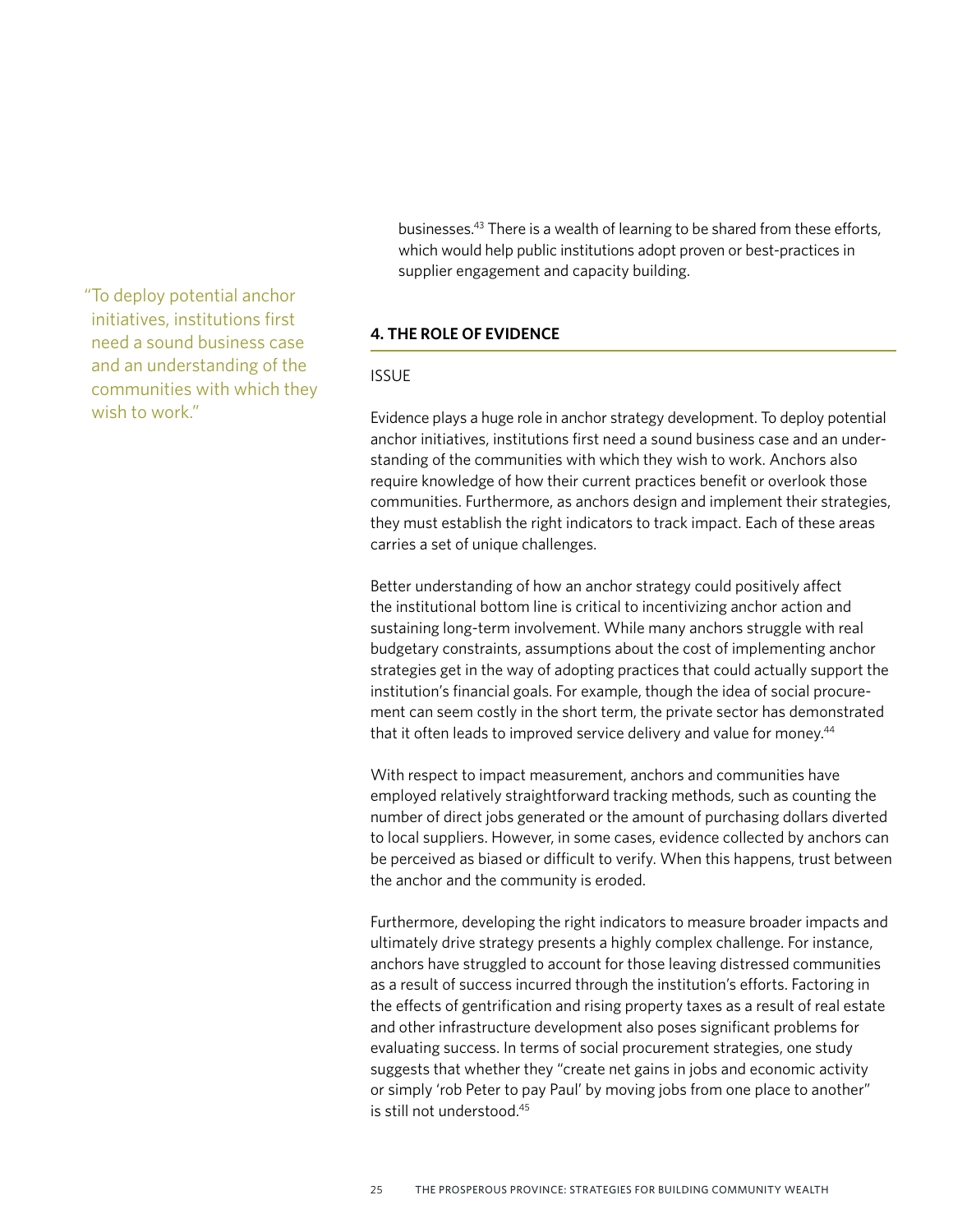businesses.[43] There is a wealth of learning to be shared from these efforts, which would help public institutions adopt proven or best-practices in supplier engagement and capacity building.

> "To deploy potential anchor initiatives, institutions first need a sound business case and an understanding of the communities with which they wish to work."

## 4. THE ROLE OF EVIDENCE

### ISSUE

Evidence plays a huge role in anchor strategy development. To deploy potential anchor initiatives, institutions first need a sound business case and an understanding of the communities with which they wish to work. Anchors also require knowledge of how their current practices benefit or overlook those communities. Furthermore, as anchors design and implement their strategies, they must establish the right indicators to track impact. Each of these areas carries a set of unique challenges.

Better understanding of how an anchor strategy could positively affect the institutional bottom line is critical to incentivizing anchor action and sustaining long-term involvement. While many anchors struggle with real budgetary constraints, assumptions about the cost of implementing anchor strategies get in the way of adopting practices that could actually support the institution's financial goals. For example, though the idea of social procurement can seem costly in the short term, the private sector has demonstrated that it often leads to improved service delivery and value for money.[44]

With respect to impact measurement, anchors and communities have employed relatively straightforward tracking methods, such as counting the number of direct jobs generated or the amount of purchasing dollars diverted to local suppliers. However, in some cases, evidence collected by anchors can be perceived as biased or difficult to verify. When this happens, trust between the anchor and the community is eroded.

Furthermore, developing the right indicators to measure broader impacts and ultimately drive strategy presents a highly complex challenge. For instance, anchors have struggled to account for those leaving distressed communities as a result of success incurred through the institution's efforts. Factoring in the effects of gentrification and rising property taxes as a result of real estate and other infrastructure development also poses significant problems for evaluating success. In terms of social procurement strategies, one study suggests that whether they "create net gains in jobs and economic activity or simply 'rob Peter to pay Paul' by moving jobs from one place to another" is still not understood.[45]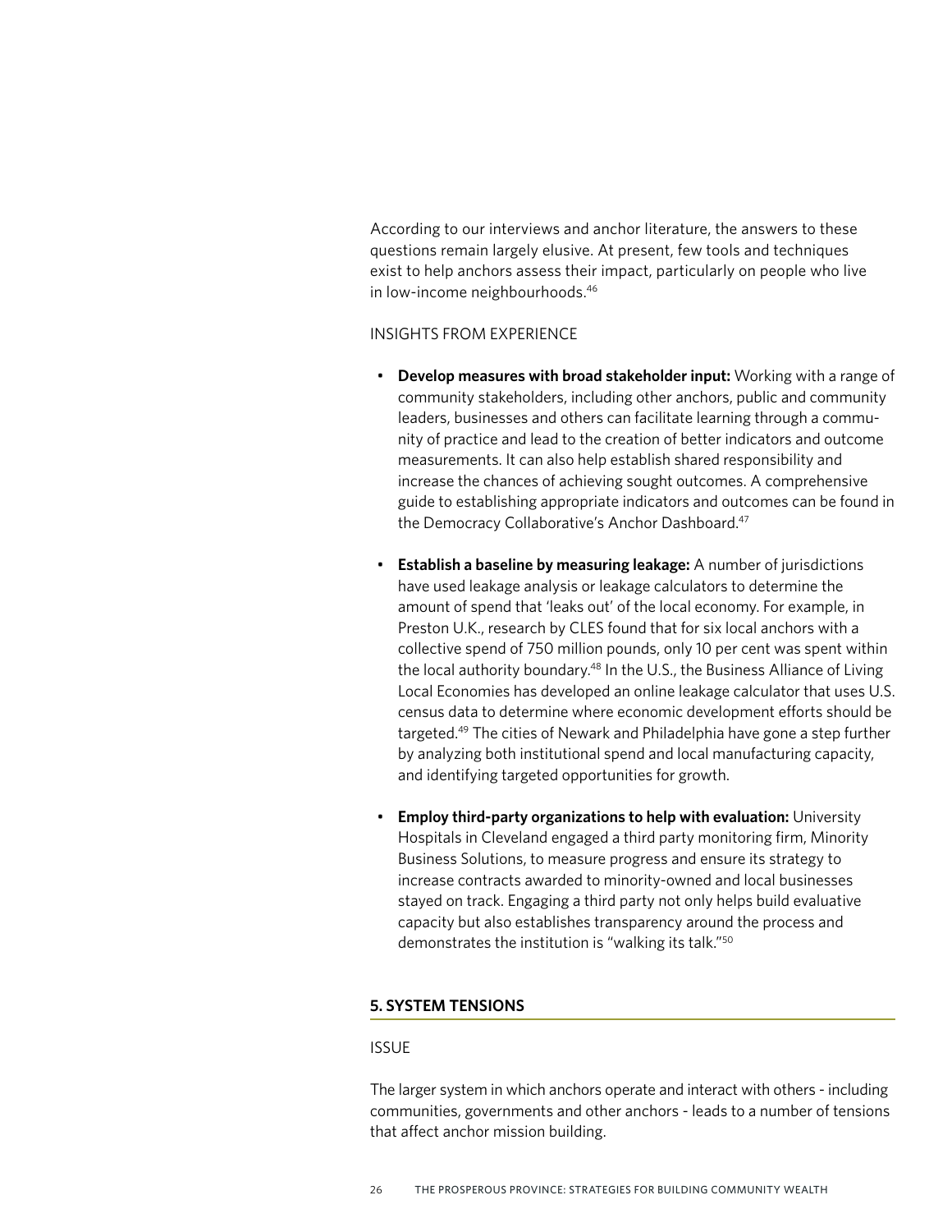According to our interviews and anchor literature, the answers to these questions remain largely elusive. At present, few tools and techniques exist to help anchors assess their impact, particularly on people who live in low-income neighbourhoods.[46]

INSIGHTS FROM EXPERIENCE

- **Develop measures with broad stakeholder input:** Working with a range of community stakeholders, including other anchors, public and community leaders, businesses and others can facilitate learning through a community of practice and lead to the creation of better indicators and outcome measurements. It can also help establish shared responsibility and increase the chances of achieving sought outcomes. A comprehensive guide to establishing appropriate indicators and outcomes can be found in the Democracy Collaborative's Anchor Dashboard.[47]

- **Establish a baseline by measuring leakage:** A number of jurisdictions have used leakage analysis or leakage calculators to determine the amount of spend that 'leaks out' of the local economy. For example, in Preston U.K., research by CLES found that for six local anchors with a collective spend of 750 million pounds, only 10 per cent was spent within the local authority boundary.[48] In the U.S., the Business Alliance of Living Local Economies has developed an online leakage calculator that uses U.S. census data to determine where economic development efforts should be targeted.[49] The cities of Newark and Philadelphia have gone a step further by analyzing both institutional spend and local manufacturing capacity, and identifying targeted opportunities for growth.

- **Employ third-party organizations to help with evaluation:** University Hospitals in Cleveland engaged a third party monitoring firm, Minority Business Solutions, to measure progress and ensure its strategy to increase contracts awarded to minority-owned and local businesses stayed on track. Engaging a third party not only helps build evaluative capacity but also establishes transparency around the process and demonstrates the institution is "walking its talk."[50]

### 5. SYSTEM TENSIONS

ISSUE

The larger system in which anchors operate and interact with others - including communities, governments and other anchors - leads to a number of tensions that affect anchor mission building.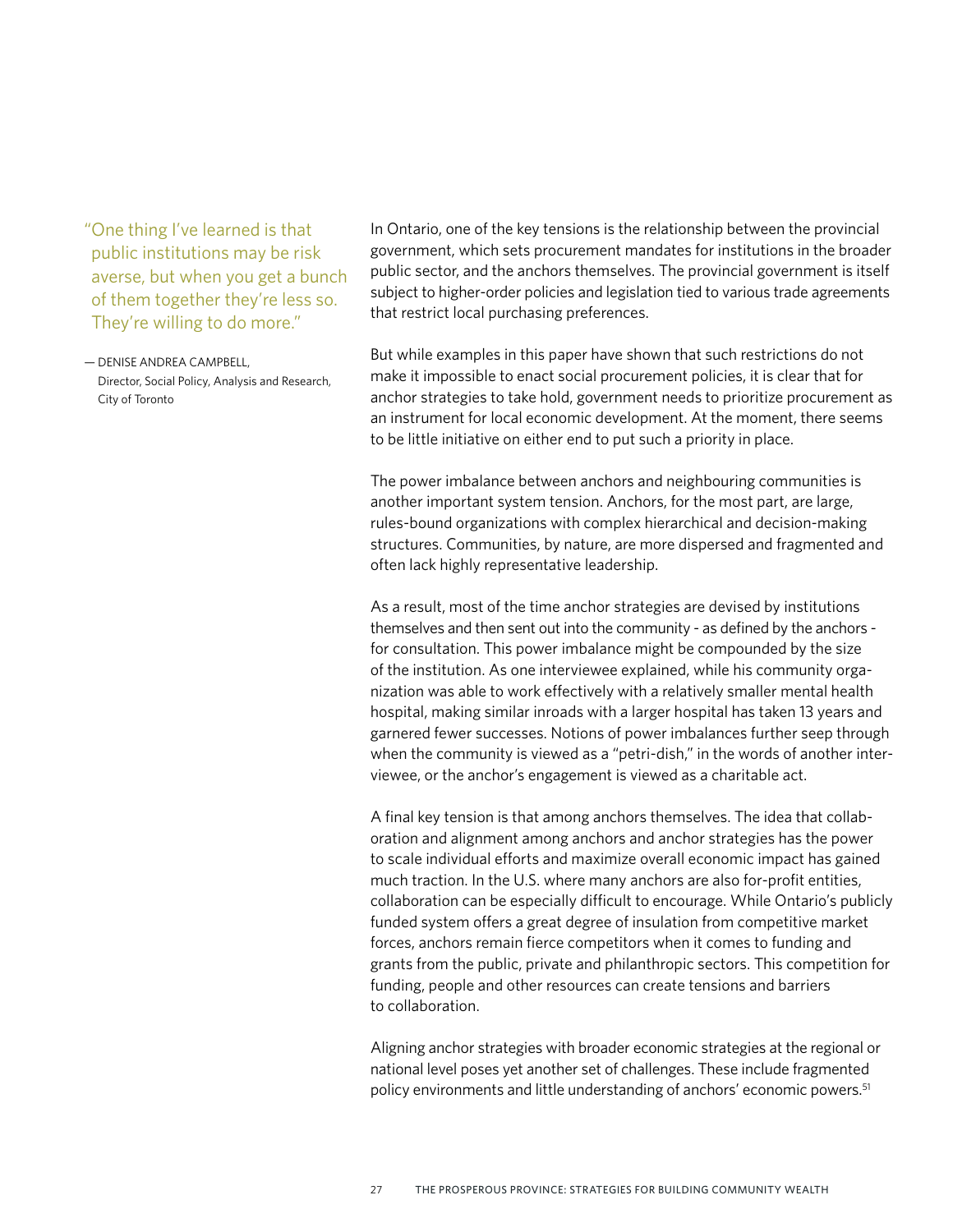> "One thing I've learned is that public institutions may be risk averse, but when you get a bunch of them together they're less so. They're willing to do more."
>
> — DENISE ANDREA CAMPBELL, Director, Social Policy, Analysis and Research, City of Toronto

In Ontario, one of the key tensions is the relationship between the provincial government, which sets procurement mandates for institutions in the broader public sector, and the anchors themselves. The provincial government is itself subject to higher-order policies and legislation tied to various trade agreements that restrict local purchasing preferences.

But while examples in this paper have shown that such restrictions do not make it impossible to enact social procurement policies, it is clear that for anchor strategies to take hold, government needs to prioritize procurement as an instrument for local economic development. At the moment, there seems to be little initiative on either end to put such a priority in place.

The power imbalance between anchors and neighbouring communities is another important system tension. Anchors, for the most part, are large, rules-bound organizations with complex hierarchical and decision-making structures. Communities, by nature, are more dispersed and fragmented and often lack highly representative leadership.

As a result, most of the time anchor strategies are devised by institutions themselves and then sent out into the community - as defined by the anchors - for consultation. This power imbalance might be compounded by the size of the institution. As one interviewee explained, while his community organization was able to work effectively with a relatively smaller mental health hospital, making similar inroads with a larger hospital has taken 13 years and garnered fewer successes. Notions of power imbalances further seep through when the community is viewed as a "petri-dish," in the words of another interviewee, or the anchor's engagement is viewed as a charitable act.

A final key tension is that among anchors themselves. The idea that collaboration and alignment among anchors and anchor strategies has the power to scale individual efforts and maximize overall economic impact has gained much traction. In the U.S. where many anchors are also for-profit entities, collaboration can be especially difficult to encourage. While Ontario's publicly funded system offers a great degree of insulation from competitive market forces, anchors remain fierce competitors when it comes to funding and grants from the public, private and philanthropic sectors. This competition for funding, people and other resources can create tensions and barriers to collaboration.

Aligning anchor strategies with broader economic strategies at the regional or national level poses yet another set of challenges. These include fragmented policy environments and little understanding of anchors' economic powers.[51]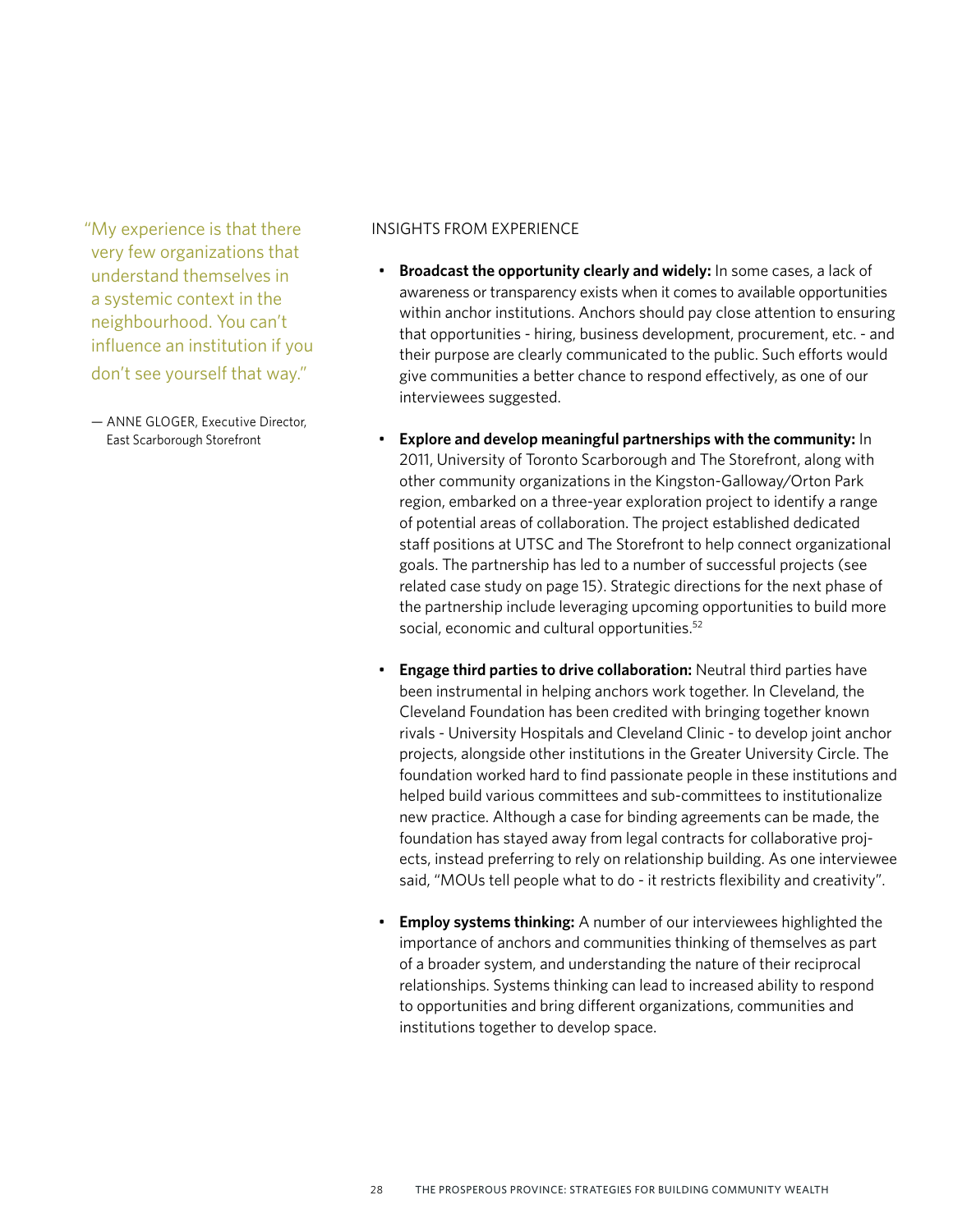> "My experience is that there very few organizations that understand themselves in a systemic context in the neighbourhood. You can't influence an institution if you don't see yourself that way."
>
> — ANNE GLOGER, Executive Director, East Scarborough Storefront

INSIGHTS FROM EXPERIENCE

- **Broadcast the opportunity clearly and widely:** In some cases, a lack of awareness or transparency exists when it comes to available opportunities within anchor institutions. Anchors should pay close attention to ensuring that opportunities - hiring, business development, procurement, etc. - and their purpose are clearly communicated to the public. Such efforts would give communities a better chance to respond effectively, as one of our interviewees suggested.

- **Explore and develop meaningful partnerships with the community:** In 2011, University of Toronto Scarborough and The Storefront, along with other community organizations in the Kingston-Galloway/Orton Park region, embarked on a three-year exploration project to identify a range of potential areas of collaboration. The project established dedicated staff positions at UTSC and The Storefront to help connect organizational goals. The partnership has led to a number of successful projects (see related case study on page 15). Strategic directions for the next phase of the partnership include leveraging upcoming opportunities to build more social, economic and cultural opportunities.[52]

- **Engage third parties to drive collaboration:** Neutral third parties have been instrumental in helping anchors work together. In Cleveland, the Cleveland Foundation has been credited with bringing together known rivals - University Hospitals and Cleveland Clinic - to develop joint anchor projects, alongside other institutions in the Greater University Circle. The foundation worked hard to find passionate people in these institutions and helped build various committees and sub-committees to institutionalize new practice. Although a case for binding agreements can be made, the foundation has stayed away from legal contracts for collaborative projects, instead preferring to rely on relationship building. As one interviewee said, "MOUs tell people what to do - it restricts flexibility and creativity".

- **Employ systems thinking:** A number of our interviewees highlighted the importance of anchors and communities thinking of themselves as part of a broader system, and understanding the nature of their reciprocal relationships. Systems thinking can lead to increased ability to respond to opportunities and bring different organizations, communities and institutions together to develop space.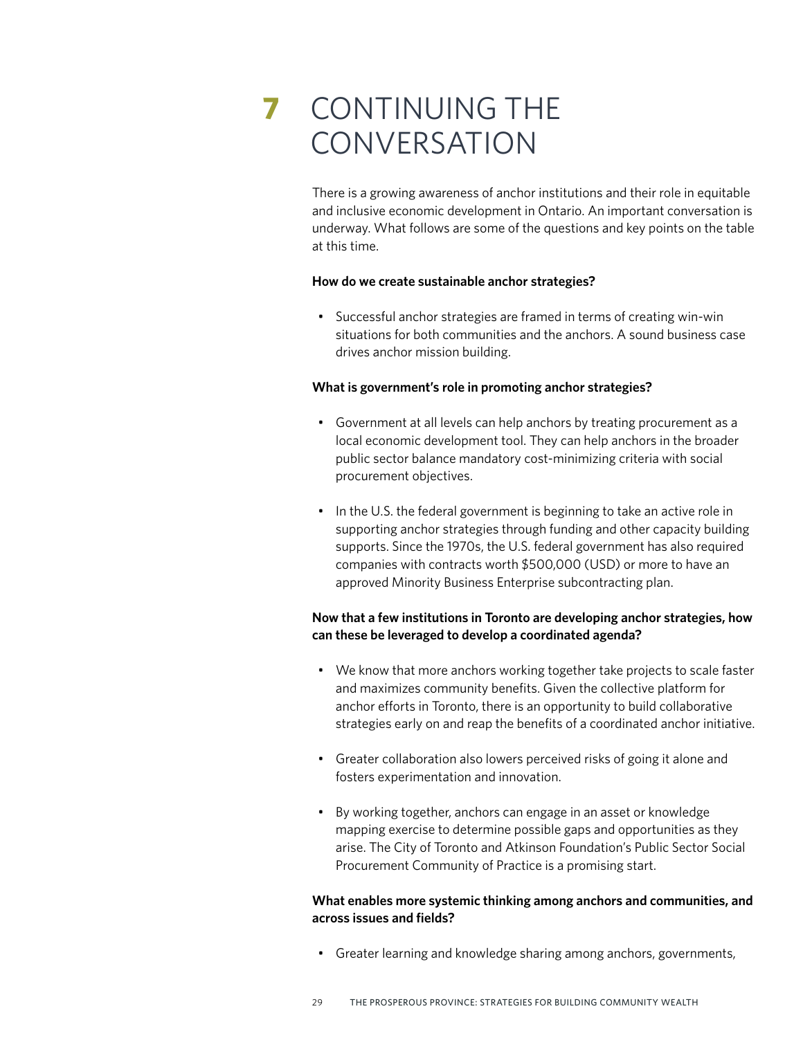# 7 CONTINUING THE CONVERSATION

There is a growing awareness of anchor institutions and their role in equitable and inclusive economic development in Ontario. An important conversation is underway. What follows are some of the questions and key points on the table at this time.

**How do we create sustainable anchor strategies?**

- Successful anchor strategies are framed in terms of creating win-win situations for both communities and the anchors. A sound business case drives anchor mission building.

**What is government's role in promoting anchor strategies?**

- Government at all levels can help anchors by treating procurement as a local economic development tool. They can help anchors in the broader public sector balance mandatory cost-minimizing criteria with social procurement objectives.
- In the U.S. the federal government is beginning to take an active role in supporting anchor strategies through funding and other capacity building supports. Since the 1970s, the U.S. federal government has also required companies with contracts worth $500,000 (USD) or more to have an approved Minority Business Enterprise subcontracting plan.

**Now that a few institutions in Toronto are developing anchor strategies, how can these be leveraged to develop a coordinated agenda?**

- We know that more anchors working together take projects to scale faster and maximizes community benefits. Given the collective platform for anchor efforts in Toronto, there is an opportunity to build collaborative strategies early on and reap the benefits of a coordinated anchor initiative.
- Greater collaboration also lowers perceived risks of going it alone and fosters experimentation and innovation.
- By working together, anchors can engage in an asset or knowledge mapping exercise to determine possible gaps and opportunities as they arise. The City of Toronto and Atkinson Foundation's Public Sector Social Procurement Community of Practice is a promising start.

**What enables more systemic thinking among anchors and communities, and across issues and fields?**

- Greater learning and knowledge sharing among anchors, governments,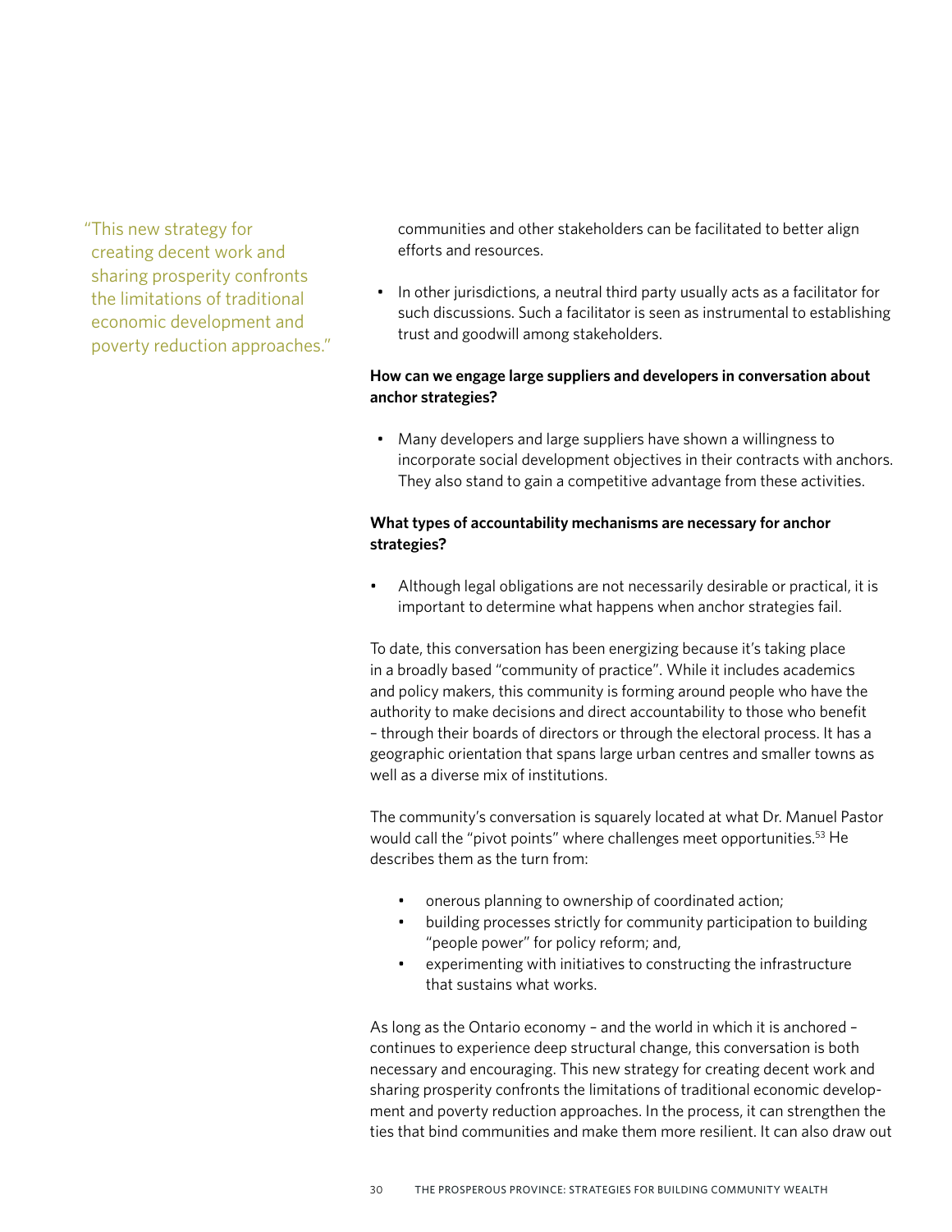> "This new strategy for creating decent work and sharing prosperity confronts the limitations of traditional economic development and poverty reduction approaches."

communities and other stakeholders can be facilitated to better align efforts and resources.

- In other jurisdictions, a neutral third party usually acts as a facilitator for such discussions. Such a facilitator is seen as instrumental to establishing trust and goodwill among stakeholders.

**How can we engage large suppliers and developers in conversation about anchor strategies?**

- Many developers and large suppliers have shown a willingness to incorporate social development objectives in their contracts with anchors. They also stand to gain a competitive advantage from these activities.

**What types of accountability mechanisms are necessary for anchor strategies?**

- Although legal obligations are not necessarily desirable or practical, it is important to determine what happens when anchor strategies fail.

To date, this conversation has been energizing because it's taking place in a broadly based "community of practice". While it includes academics and policy makers, this community is forming around people who have the authority to make decisions and direct accountability to those who benefit – through their boards of directors or through the electoral process. It has a geographic orientation that spans large urban centres and smaller towns as well as a diverse mix of institutions.

The community's conversation is squarely located at what Dr. Manuel Pastor would call the "pivot points" where challenges meet opportunities.[53] He describes them as the turn from:

- onerous planning to ownership of coordinated action;
- building processes strictly for community participation to building "people power" for policy reform; and,
- experimenting with initiatives to constructing the infrastructure that sustains what works.

As long as the Ontario economy – and the world in which it is anchored – continues to experience deep structural change, this conversation is both necessary and encouraging. This new strategy for creating decent work and sharing prosperity confronts the limitations of traditional economic development and poverty reduction approaches. In the process, it can strengthen the ties that bind communities and make them more resilient. It can also draw out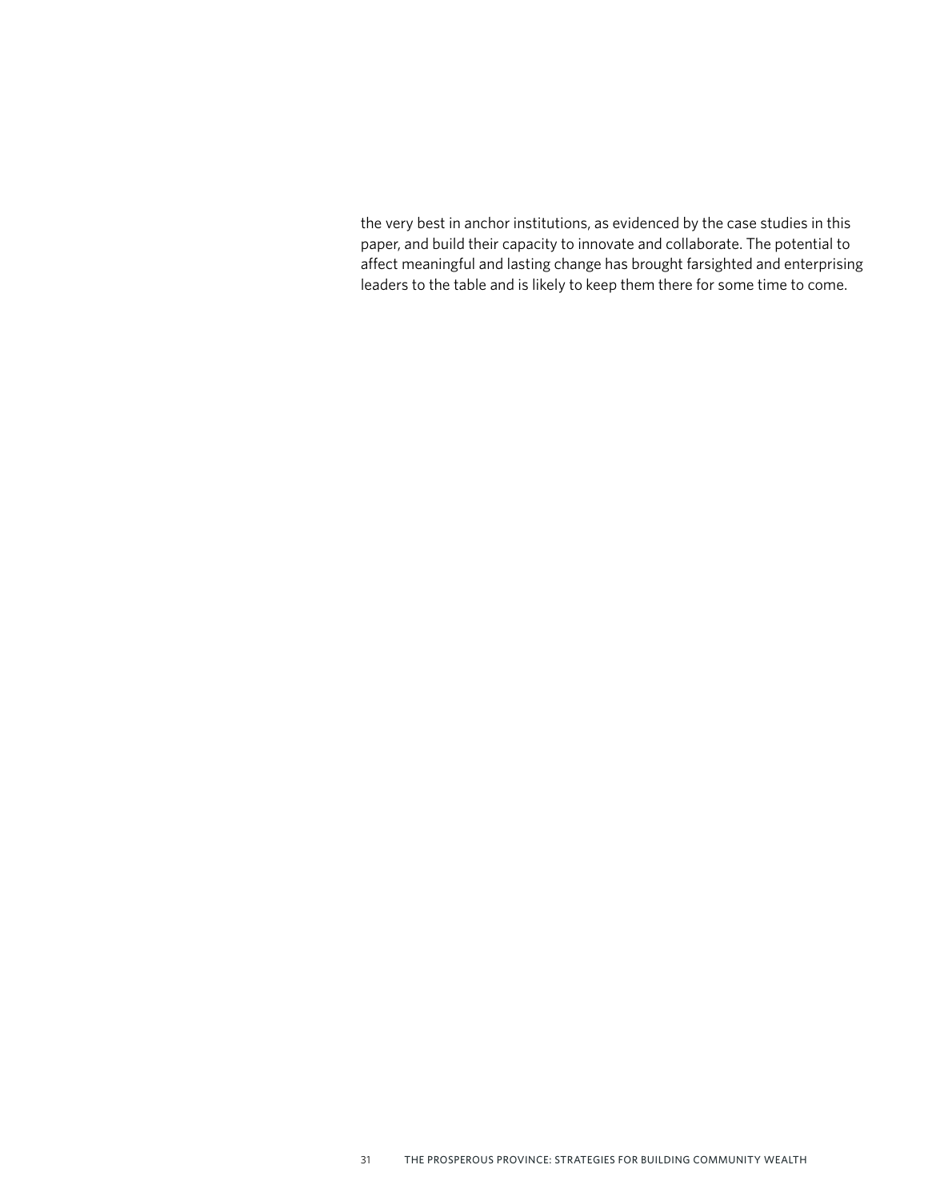the very best in anchor institutions, as evidenced by the case studies in this paper, and build their capacity to innovate and collaborate. The potential to affect meaningful and lasting change has brought farsighted and enterprising leaders to the table and is likely to keep them there for some time to come.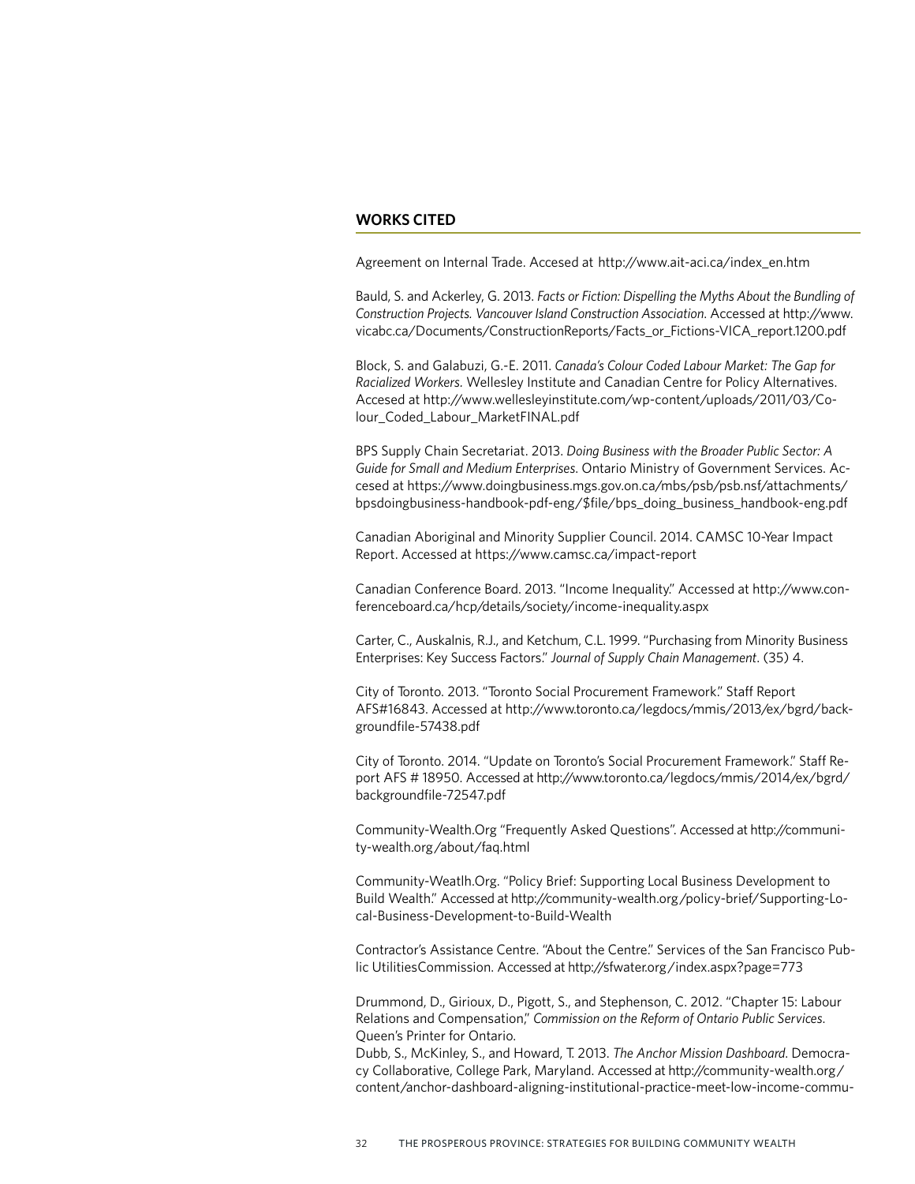## WORKS CITED

Agreement on Internal Trade. Accesed at http://www.ait-aci.ca/index_en.htm

Bauld, S. and Ackerley, G. 2013. *Facts or Fiction: Dispelling the Myths About the Bundling of Construction Projects. Vancouver Island Construction Association*. Accessed at http://www.vicabc.ca/Documents/ConstructionReports/Facts_or_Fictions-VICA_report.1200.pdf

Block, S. and Galabuzi, G.-E. 2011. *Canada's Colour Coded Labour Market: The Gap for Racialized Workers*. Wellesley Institute and Canadian Centre for Policy Alternatives. Accesed at http://www.wellesleyinstitute.com/wp-content/uploads/2011/03/Colour_Coded_Labour_MarketFINAL.pdf

BPS Supply Chain Secretariat. 2013. *Doing Business with the Broader Public Sector: A Guide for Small and Medium Enterprises*. Ontario Ministry of Government Services. Accesed at https://www.doingbusiness.mgs.gov.on.ca/mbs/psb/psb.nsf/attachments/bpsdoingbusiness-handbook-pdf-eng/$file/bps_doing_business_handbook-eng.pdf

Canadian Aboriginal and Minority Supplier Council. 2014. CAMSC 10-Year Impact Report. Accessed at https://www.camsc.ca/impact-report

Canadian Conference Board. 2013. "Income Inequality." Accessed at http://www.conferenceboard.ca/hcp/details/society/income-inequality.aspx

Carter, C., Auskalnis, R.J., and Ketchum, C.L. 1999. "Purchasing from Minority Business Enterprises: Key Success Factors." *Journal of Supply Chain Management*. (35) 4.

City of Toronto. 2013. "Toronto Social Procurement Framework." Staff Report AFS#16843. Accessed at http://www.toronto.ca/legdocs/mmis/2013/ex/bgrd/backgroundfile-57438.pdf

City of Toronto. 2014. "Update on Toronto's Social Procurement Framework." Staff Report AFS # 18950. Accessed at http://www.toronto.ca/legdocs/mmis/2014/ex/bgrd/backgroundfile-72547.pdf

Community-Wealth.Org "Frequently Asked Questions". Accessed at http://community-wealth.org/about/faq.html

Community-Weatlh.Org. "Policy Brief: Supporting Local Business Development to Build Wealth." Accessed at http://community-wealth.org/policy-brief/Supporting-Local-Business-Development-to-Build-Wealth

Contractor's Assistance Centre. "About the Centre." Services of the San Francisco Public UtilitiesCommission. Accessed at http://sfwater.org/index.aspx?page=773

Drummond, D., Girioux, D., Pigott, S., and Stephenson, C. 2012. "Chapter 15: Labour Relations and Compensation," *Commission on the Reform of Ontario Public Services*. Queen's Printer for Ontario.

Dubb, S., McKinley, S., and Howard, T. 2013. *The Anchor Mission Dashboard*. Democracy Collaborative, College Park, Maryland. Accessed at http://community-wealth.org/content/anchor-dashboard-aligning-institutional-practice-meet-low-income-commu-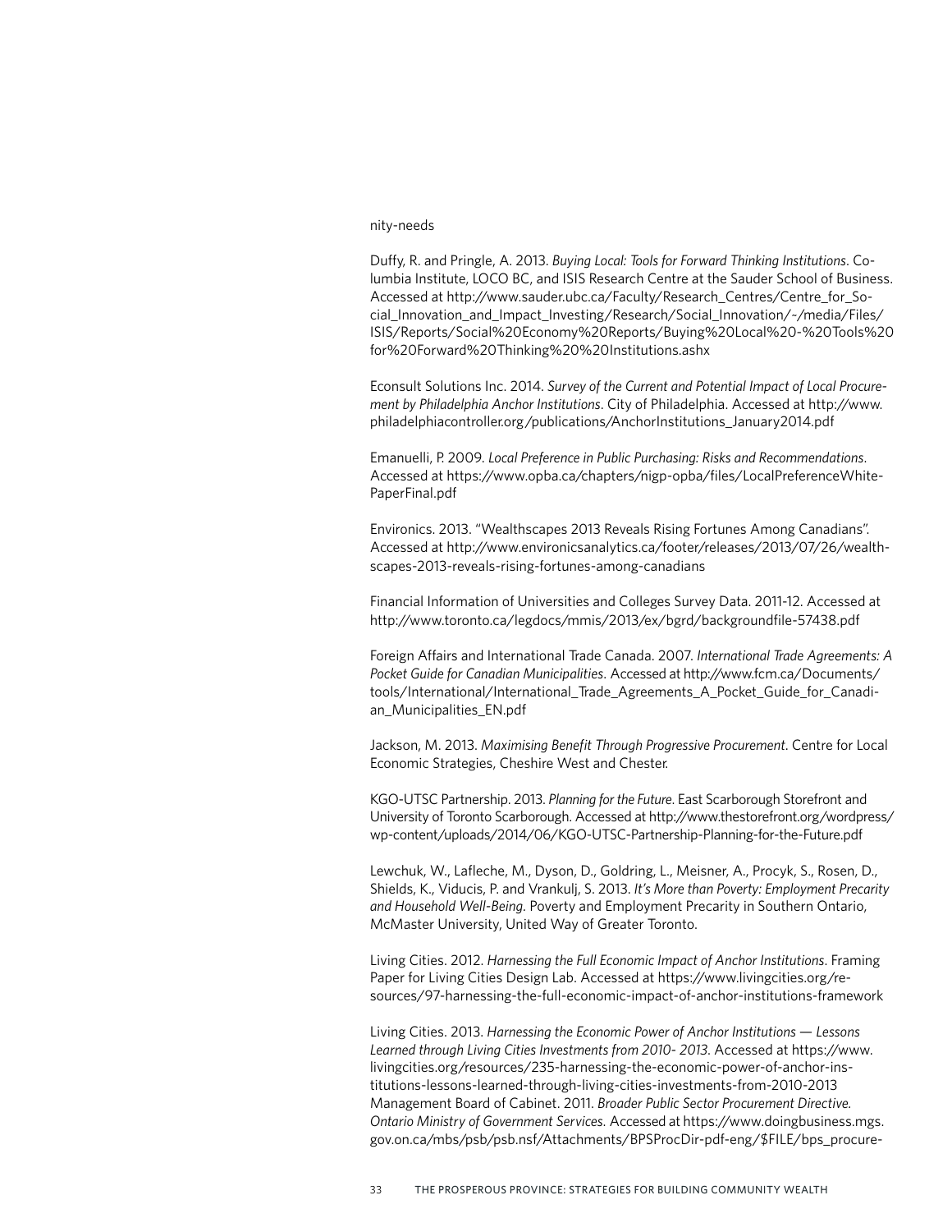nity-needs

Duffy, R. and Pringle, A. 2013. *Buying Local: Tools for Forward Thinking Institutions*. Columbia Institute, LOCO BC, and ISIS Research Centre at the Sauder School of Business. Accessed at http://www.sauder.ubc.ca/Faculty/Research_Centres/Centre_for_Social_Innovation_and_Impact_Investing/Research/Social_Innovation/~/media/Files/ISIS/Reports/Social%20Economy%20Reports/Buying%20Local%20-%20Tools%20for%20Forward%20Thinking%20%20Institutions.ashx

Econsult Solutions Inc. 2014. *Survey of the Current and Potential Impact of Local Procurement by Philadelphia Anchor Institutions*. City of Philadelphia. Accessed at http://www.philadelphiacontroller.org/publications/AnchorInstitutions_January2014.pdf

Emanuelli, P. 2009. *Local Preference in Public Purchasing: Risks and Recommendations*. Accessed at https://www.opba.ca/chapters/nigp-opba/files/LocalPreferenceWhitePaperFinal.pdf

Environics. 2013. "Wealthscapes 2013 Reveals Rising Fortunes Among Canadians". Accessed at http://www.environicsanalytics.ca/footer/releases/2013/07/26/wealthscapes-2013-reveals-rising-fortunes-among-canadians

Financial Information of Universities and Colleges Survey Data. 2011-12. Accessed at http://www.toronto.ca/legdocs/mmis/2013/ex/bgrd/backgroundfile-57438.pdf

Foreign Affairs and International Trade Canada. 2007. *International Trade Agreements: A Pocket Guide for Canadian Municipalities*. Accessed at http://www.fcm.ca/Documents/tools/International/International_Trade_Agreements_A_Pocket_Guide_for_Canadian_Municipalities_EN.pdf

Jackson, M. 2013. *Maximising Benefit Through Progressive Procurement*. Centre for Local Economic Strategies, Cheshire West and Chester.

KGO-UTSC Partnership. 2013. *Planning for the Future*. East Scarborough Storefront and University of Toronto Scarborough. Accessed at http://www.thestorefront.org/wordpress/wp-content/uploads/2014/06/KGO-UTSC-Partnership-Planning-for-the-Future.pdf

Lewchuk, W., Lafleche, M., Dyson, D., Goldring, L., Meisner, A., Procyk, S., Rosen, D., Shields, K., Viducis, P. and Vrankulj, S. 2013. *It's More than Poverty: Employment Precarity and Household Well-Being*. Poverty and Employment Precarity in Southern Ontario, McMaster University, United Way of Greater Toronto.

Living Cities. 2012. *Harnessing the Full Economic Impact of Anchor Institutions*. Framing Paper for Living Cities Design Lab. Accessed at https://www.livingcities.org/resources/97-harnessing-the-full-economic-impact-of-anchor-institutions-framework

Living Cities. 2013. *Harnessing the Economic Power of Anchor Institutions — Lessons Learned through Living Cities Investments from 2010- 2013*. Accessed at https://www.livingcities.org/resources/235-harnessing-the-economic-power-of-anchor-institutions-lessons-learned-through-living-cities-investments-from-2010-2013
Management Board of Cabinet. 2011. *Broader Public Sector Procurement Directive. Ontario Ministry of Government Services*. Accessed at https://www.doingbusiness.mgs.gov.on.ca/mbs/psb/psb.nsf/Attachments/BPSProcDir-pdf-eng/$FILE/bps_procure-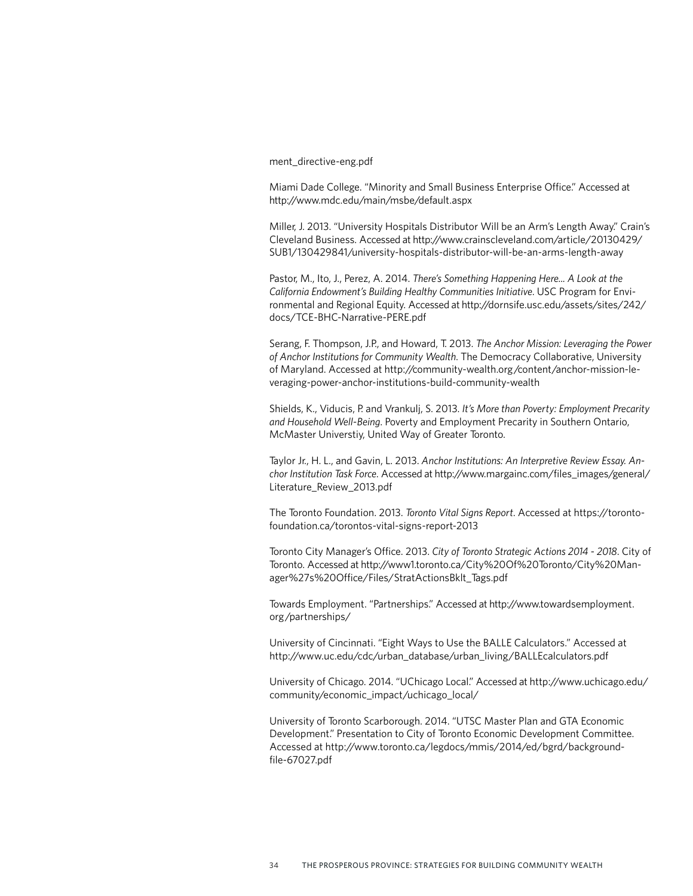ment_directive-eng.pdf

Miami Dade College. "Minority and Small Business Enterprise Office." Accessed at http://www.mdc.edu/main/msbe/default.aspx

Miller, J. 2013. "University Hospitals Distributor Will be an Arm's Length Away." Crain's Cleveland Business. Accessed at http://www.crainscleveland.com/article/20130429/SUB1/130429841/university-hospitals-distributor-will-be-an-arms-length-away

Pastor, M., Ito, J., Perez, A. 2014. *There's Something Happening Here... A Look at the California Endowment's Building Healthy Communities Initiative*. USC Program for Environmental and Regional Equity. Accessed at http://dornsife.usc.edu/assets/sites/242/docs/TCE-BHC-Narrative-PERE.pdf

Serang, F. Thompson, J.P., and Howard, T. 2013. *The Anchor Mission: Leveraging the Power of Anchor Institutions for Community Wealth*. The Democracy Collaborative, University of Maryland. Accessed at http://community-wealth.org/content/anchor-mission-leveraging-power-anchor-institutions-build-community-wealth

Shields, K., Viducis, P. and Vrankulj, S. 2013. *It's More than Poverty: Employment Precarity and Household Well-Being*. Poverty and Employment Precarity in Southern Ontario, McMaster Universtiy, United Way of Greater Toronto.

Taylor Jr., H. L., and Gavin, L. 2013. *Anchor Institutions: An Interpretive Review Essay. Anchor Institution Task Force*. Accessed at http://www.margainc.com/files_images/general/Literature_Review_2013.pdf

The Toronto Foundation. 2013. *Toronto Vital Signs Report*. Accessed at https://torontofoundation.ca/torontos-vital-signs-report-2013

Toronto City Manager's Office. 2013. *City of Toronto Strategic Actions 2014 - 2018*. City of Toronto. Accessed at http://www1.toronto.ca/City%20Of%20Toronto/City%20Manager%27s%20Office/Files/StratActionsBklt_Tags.pdf

Towards Employment. "Partnerships." Accessed at http://www.towardsemployment.org/partnerships/

University of Cincinnati. "Eight Ways to Use the BALLE Calculators." Accessed at http://www.uc.edu/cdc/urban_database/urban_living/BALLEcalculators.pdf

University of Chicago. 2014. "UChicago Local." Accessed at http://www.uchicago.edu/community/economic_impact/uchicago_local/

University of Toronto Scarborough. 2014. "UTSC Master Plan and GTA Economic Development." Presentation to City of Toronto Economic Development Committee. Accessed at http://www.toronto.ca/legdocs/mmis/2014/ed/bgrd/backgroundfile-67027.pdf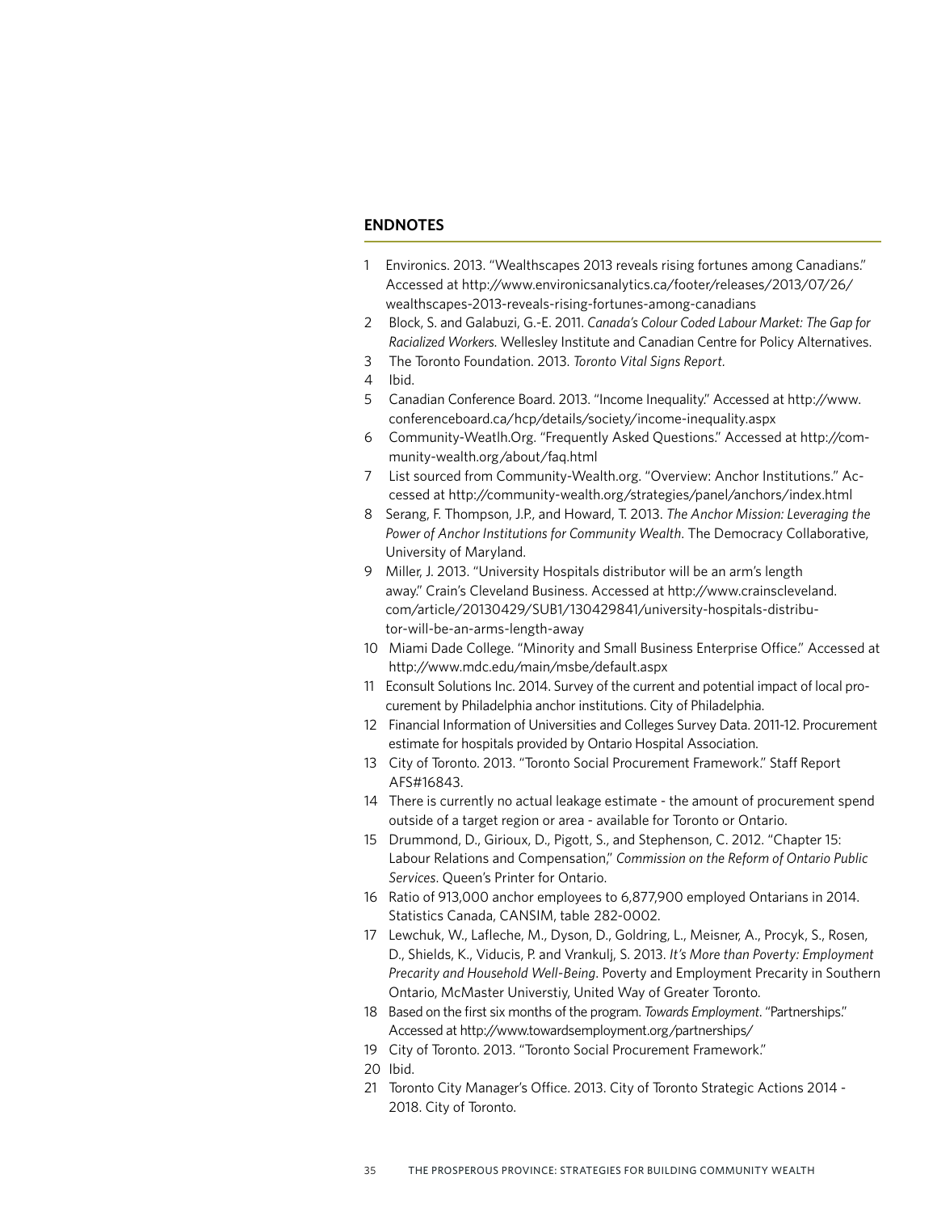## ENDNOTES

1. Environics. 2013. "Wealthscapes 2013 reveals rising fortunes among Canadians." Accessed at http://www.environicsanalytics.ca/footer/releases/2013/07/26/wealthscapes-2013-reveals-rising-fortunes-among-canadians
2. Block, S. and Galabuzi, G.-E. 2011. *Canada's Colour Coded Labour Market: The Gap for Racialized Workers.* Wellesley Institute and Canadian Centre for Policy Alternatives.
3. The Toronto Foundation. 2013. *Toronto Vital Signs Report.*
4. Ibid.
5. Canadian Conference Board. 2013. "Income Inequality." Accessed at http://www.conferenceboard.ca/hcp/details/society/income-inequality.aspx
6. Community-Weatlh.Org. "Frequently Asked Questions." Accessed at http://community-wealth.org/about/faq.html
7. List sourced from Community-Wealth.org. "Overview: Anchor Institutions." Accessed at http://community-wealth.org/strategies/panel/anchors/index.html
8. Serang, F. Thompson, J.P., and Howard, T. 2013. *The Anchor Mission: Leveraging the Power of Anchor Institutions for Community Wealth*. The Democracy Collaborative, University of Maryland.
9. Miller, J. 2013. "University Hospitals distributor will be an arm's length away." Crain's Cleveland Business. Accessed at http://www.crainscleveland.com/article/20130429/SUB1/130429841/university-hospitals-distributor-will-be-an-arms-length-away
10. Miami Dade College. "Minority and Small Business Enterprise Office." Accessed at http://www.mdc.edu/main/msbe/default.aspx
11. Econsult Solutions Inc. 2014. Survey of the current and potential impact of local procurement by Philadelphia anchor institutions. City of Philadelphia.
12. Financial Information of Universities and Colleges Survey Data. 2011-12. Procurement estimate for hospitals provided by Ontario Hospital Association.
13. City of Toronto. 2013. "Toronto Social Procurement Framework." Staff Report AFS#16843.
14. There is currently no actual leakage estimate - the amount of procurement spend outside of a target region or area - available for Toronto or Ontario.
15. Drummond, D., Girioux, D., Pigott, S., and Stephenson, C. 2012. "Chapter 15: Labour Relations and Compensation," *Commission on the Reform of Ontario Public Services*. Queen's Printer for Ontario.
16. Ratio of 913,000 anchor employees to 6,877,900 employed Ontarians in 2014. Statistics Canada, CANSIM, table 282-0002.
17. Lewchuk, W., Lafleche, M., Dyson, D., Goldring, L., Meisner, A., Procyk, S., Rosen, D., Shields, K., Viducis, P. and Vrankulj, S. 2013. *It's More than Poverty: Employment Precarity and Household Well-Being*. Poverty and Employment Precarity in Southern Ontario, McMaster Universtiy, United Way of Greater Toronto.
18. Based on the first six months of the program. *Towards Employment*. "Partnerships." Accessed at http://www.towardsemployment.org/partnerships/
19. City of Toronto. 2013. "Toronto Social Procurement Framework."
20. Ibid.
21. Toronto City Manager's Office. 2013. City of Toronto Strategic Actions 2014 - 2018. City of Toronto.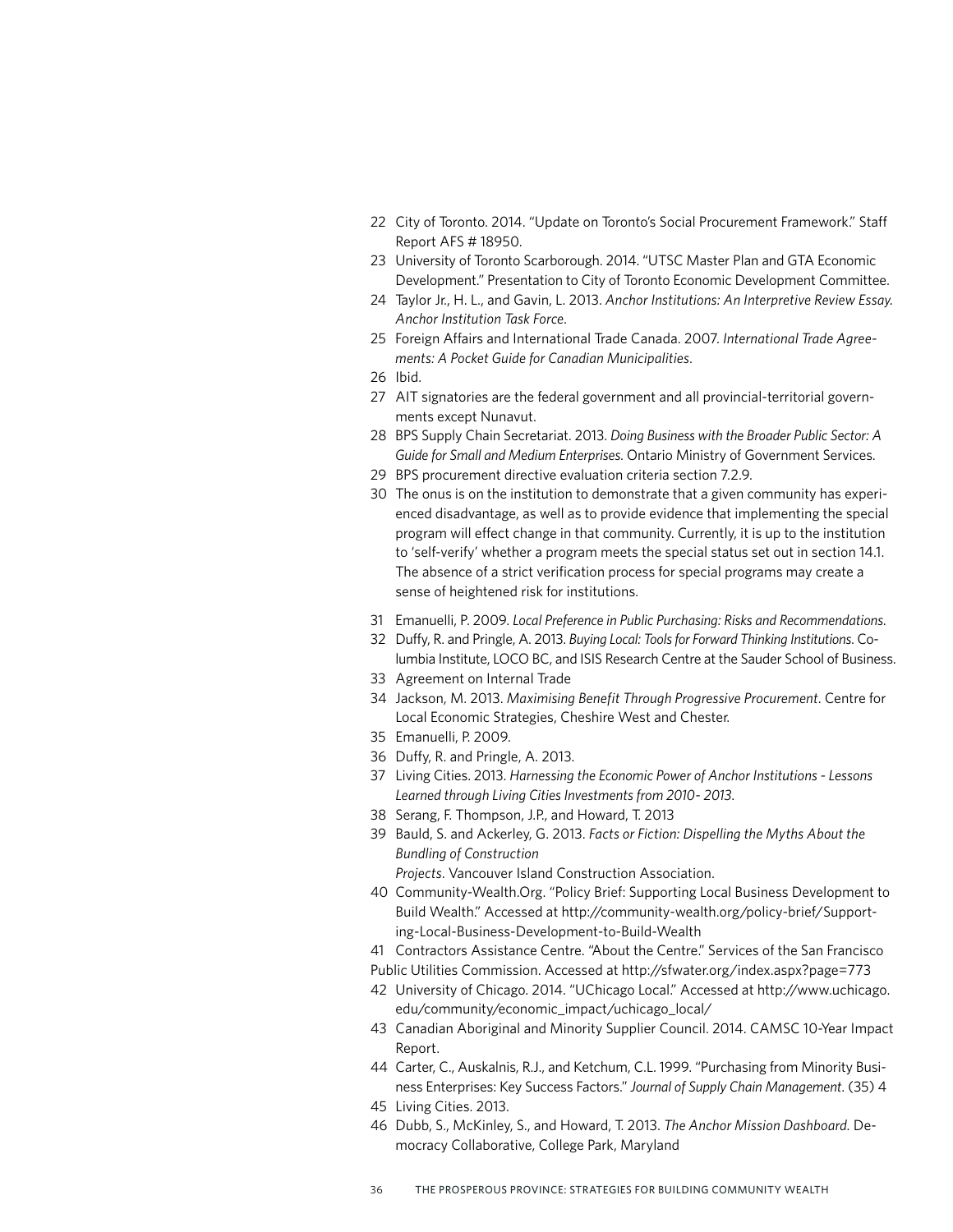22 City of Toronto. 2014. "Update on Toronto's Social Procurement Framework." Staff Report AFS # 18950.

23 University of Toronto Scarborough. 2014. "UTSC Master Plan and GTA Economic Development." Presentation to City of Toronto Economic Development Committee.

24 Taylor Jr., H. L., and Gavin, L. 2013. *Anchor Institutions: An Interpretive Review Essay. Anchor Institution Task Force*.

25 Foreign Affairs and International Trade Canada. 2007. *International Trade Agreements: A Pocket Guide for Canadian Municipalities*.

26 Ibid.

27 AIT signatories are the federal government and all provincial-territorial governments except Nunavut.

28 BPS Supply Chain Secretariat. 2013. *Doing Business with the Broader Public Sector: A Guide for Small and Medium Enterprises.* Ontario Ministry of Government Services.

29 BPS procurement directive evaluation criteria section 7.2.9.

30 The onus is on the institution to demonstrate that a given community has experienced disadvantage, as well as to provide evidence that implementing the special program will effect change in that community. Currently, it is up to the institution to 'self-verify' whether a program meets the special status set out in section 14.1. The absence of a strict verification process for special programs may create a sense of heightened risk for institutions.

31 Emanuelli, P. 2009. *Local Preference in Public Purchasing: Risks and Recommendations.*

32 Duffy, R. and Pringle, A. 2013. *Buying Local: Tools for Forward Thinking Institutions.* Columbia Institute, LOCO BC, and ISIS Research Centre at the Sauder School of Business.

33 Agreement on Internal Trade

34 Jackson, M. 2013. *Maximising Benefit Through Progressive Procurement*. Centre for Local Economic Strategies, Cheshire West and Chester.

35 Emanuelli, P. 2009.

36 Duffy, R. and Pringle, A. 2013.

37 Living Cities. 2013. *Harnessing the Economic Power of Anchor Institutions - Lessons Learned through Living Cities Investments from 2010- 2013.*

38 Serang, F. Thompson, J.P., and Howard, T. 2013

39 Bauld, S. and Ackerley, G. 2013. *Facts or Fiction: Dispelling the Myths About the Bundling of Construction Projects*. Vancouver Island Construction Association.

40 Community-Wealth.Org. "Policy Brief: Supporting Local Business Development to Build Wealth." Accessed at http://community-wealth.org/policy-brief/Supporting-Local-Business-Development-to-Build-Wealth

41 Contractors Assistance Centre. "About the Centre." Services of the San Francisco Public Utilities Commission. Accessed at http://sfwater.org/index.aspx?page=773

42 University of Chicago. 2014. "UChicago Local." Accessed at http://www.uchicago.edu/community/economic_impact/uchicago_local/

43 Canadian Aboriginal and Minority Supplier Council. 2014. CAMSC 10-Year Impact Report.

44 Carter, C., Auskalnis, R.J., and Ketchum, C.L. 1999. "Purchasing from Minority Business Enterprises: Key Success Factors." *Journal of Supply Chain Management*. (35) 4

45 Living Cities. 2013.

46 Dubb, S., McKinley, S., and Howard, T. 2013. *The Anchor Mission Dashboard.* Democracy Collaborative, College Park, Maryland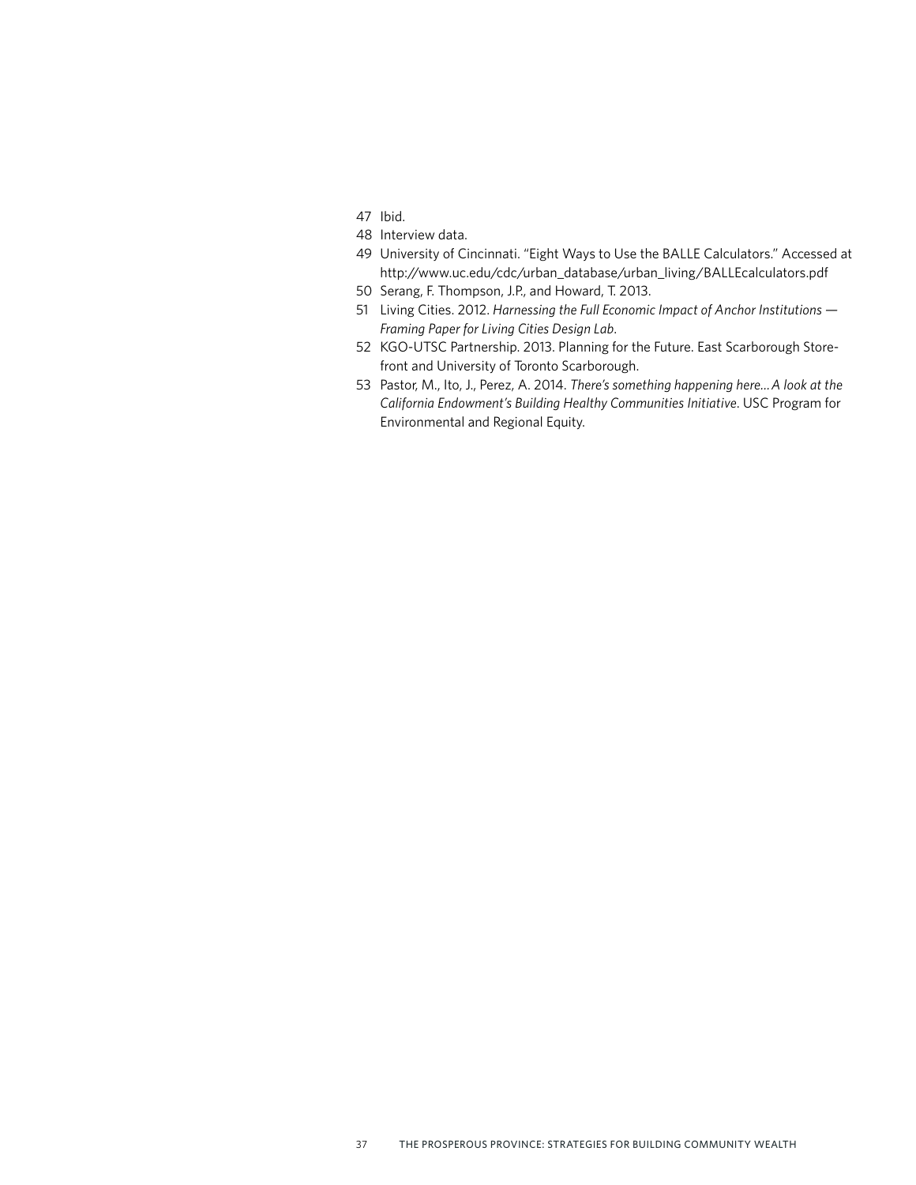47 Ibid.

48 Interview data.

49 University of Cincinnati. "Eight Ways to Use the BALLE Calculators." Accessed at http://www.uc.edu/cdc/urban_database/urban_living/BALLEcalculators.pdf

50 Serang, F. Thompson, J.P., and Howard, T. 2013.

51 Living Cities. 2012. *Harnessing the Full Economic Impact of Anchor Institutions — Framing Paper for Living Cities Design Lab*.

52 KGO-UTSC Partnership. 2013. Planning for the Future. East Scarborough Storefront and University of Toronto Scarborough.

53 Pastor, M., Ito, J., Perez, A. 2014. *There's something happening here… A look at the California Endowment's Building Healthy Communities Initiative*. USC Program for Environmental and Regional Equity.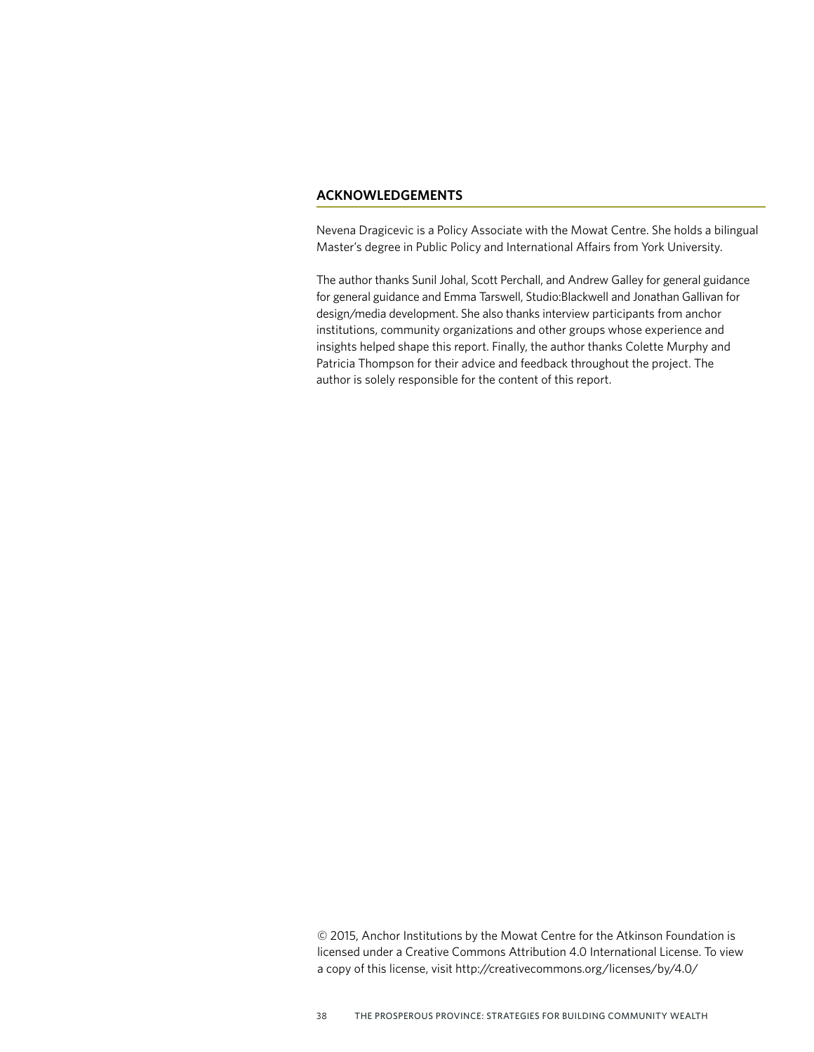## ACKNOWLEDGEMENTS

Nevena Dragicevic is a Policy Associate with the Mowat Centre. She holds a bilingual Master's degree in Public Policy and International Affairs from York University.

The author thanks Sunil Johal, Scott Perchall, and Andrew Galley for general guidance for general guidance and Emma Tarswell, Studio:Blackwell and Jonathan Gallivan for design/media development. She also thanks interview participants from anchor institutions, community organizations and other groups whose experience and insights helped shape this report. Finally, the author thanks Colette Murphy and Patricia Thompson for their advice and feedback throughout the project. The author is solely responsible for the content of this report.

© 2015, Anchor Institutions by the Mowat Centre for the Atkinson Foundation is licensed under a Creative Commons Attribution 4.0 International License. To view a copy of this license, visit http://creativecommons.org/licenses/by/4.0/